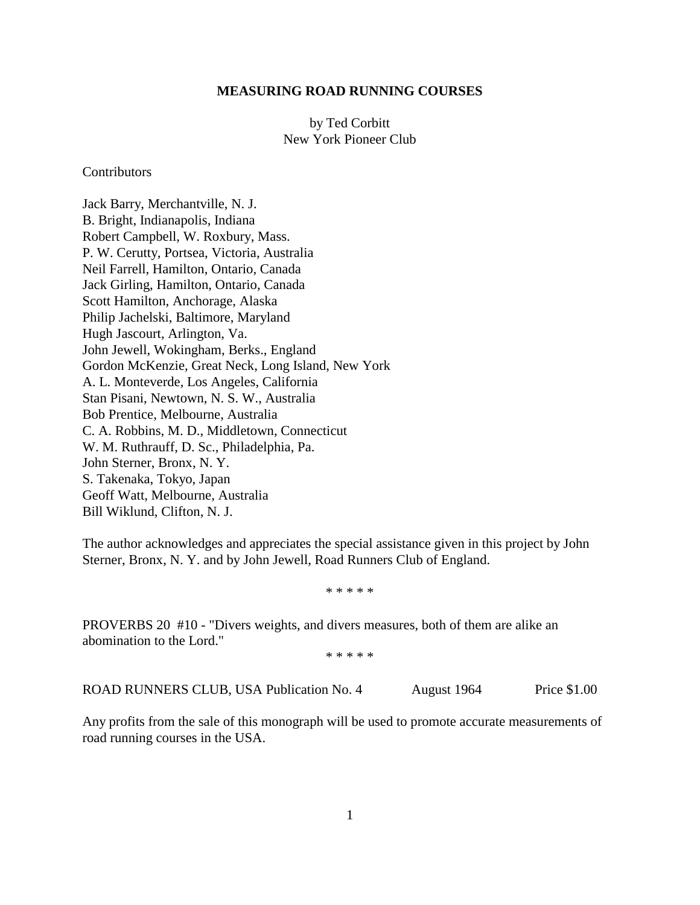# MEASURING ROAD RUNNING COURSES

by Ted Corbitt
New York Pioneer Club

Contributors

Jack Barry, Merchantville, N. J.
B. Bright, Indianapolis, Indiana
Robert Campbell, W. Roxbury, Mass.
P. W. Cerutty, Portsea, Victoria, Australia
Neil Farrell, Hamilton, Ontario, Canada
Jack Girling, Hamilton, Ontario, Canada
Scott Hamilton, Anchorage, Alaska
Philip Jachelski, Baltimore, Maryland
Hugh Jascourt, Arlington, Va.
John Jewell, Wokingham, Berks., England
Gordon McKenzie, Great Neck, Long Island, New York
A. L. Monteverde, Los Angeles, California
Stan Pisani, Newtown, N. S. W., Australia
Bob Prentice, Melbourne, Australia
C. A. Robbins, M. D., Middletown, Connecticut
W. M. Ruthrauff, D. Sc., Philadelphia, Pa.
John Sterner, Bronx, N. Y.
S. Takenaka, Tokyo, Japan
Geoff Watt, Melbourne, Australia
Bill Wiklund, Clifton, N. J.

The author acknowledges and appreciates the special assistance given in this project by John Sterner, Bronx, N. Y. and by John Jewell, Road Runners Club of England.

\* \* \* \* \*

PROVERBS 20 #10 - "Divers weights, and divers measures, both of them are alike an abomination to the Lord."

\* \* \* \* \*

ROAD RUNNERS CLUB, USA Publication No. 4 August 1964 Price $1.00

Any profits from the sale of this monograph will be used to promote accurate measurements of road running courses in the USA.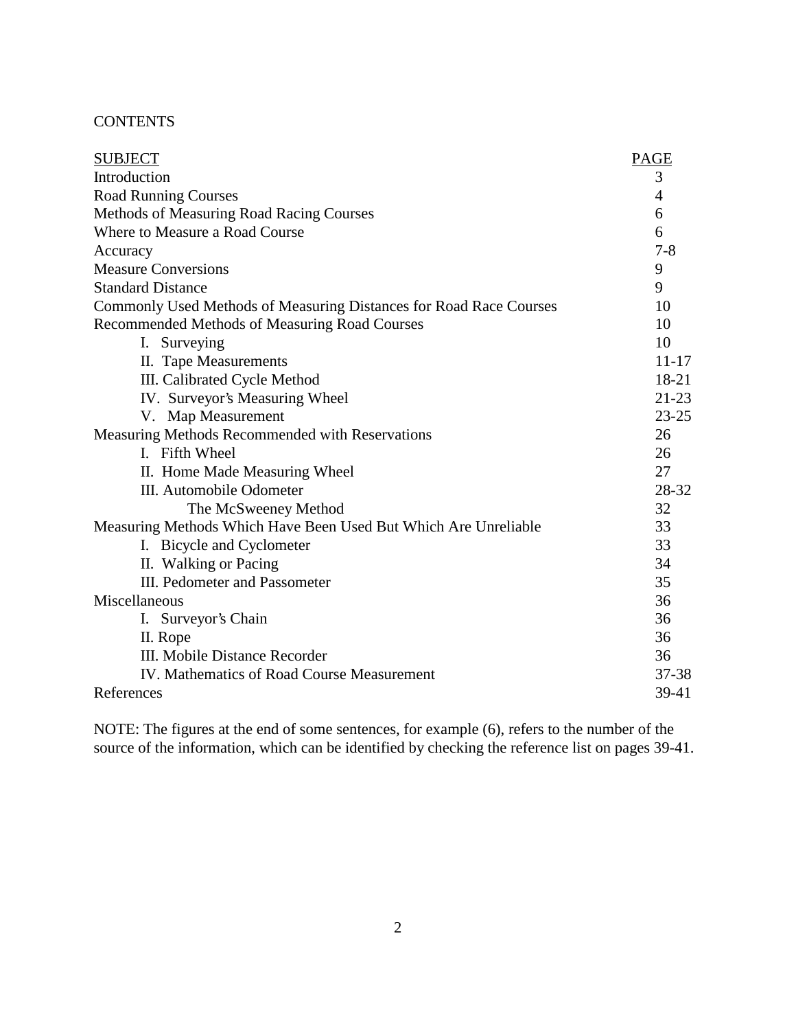CONTENTS

| SUBJECT | PAGE |
|---|---|
| Introduction | 3 |
| Road Running Courses | 4 |
| Methods of Measuring Road Racing Courses | 6 |
| Where to Measure a Road Course | 6 |
| Accuracy | 7-8 |
| Measure Conversions | 9 |
| Standard Distance | 9 |
| Commonly Used Methods of Measuring Distances for Road Race Courses | 10 |
| Recommended Methods of Measuring Road Courses | 10 |
| I. Surveying | 10 |
| II. Tape Measurements | 11-17 |
| III. Calibrated Cycle Method | 18-21 |
| IV. Surveyor's Measuring Wheel | 21-23 |
| V. Map Measurement | 23-25 |
| Measuring Methods Recommended with Reservations | 26 |
| I. Fifth Wheel | 26 |
| II. Home Made Measuring Wheel | 27 |
| III. Automobile Odometer | 28-32 |
| The McSweeney Method | 32 |
| Measuring Methods Which Have Been Used But Which Are Unreliable | 33 |
| I. Bicycle and Cyclometer | 33 |
| II. Walking or Pacing | 34 |
| III. Pedometer and Passometer | 35 |
| Miscellaneous | 36 |
| I. Surveyor's Chain | 36 |
| II. Rope | 36 |
| III. Mobile Distance Recorder | 36 |
| IV. Mathematics of Road Course Measurement | 37-38 |
| References | 39-41 |

NOTE: The figures at the end of some sentences, for example (6), refers to the number of the source of the information, which can be identified by checking the reference list on pages 39-41.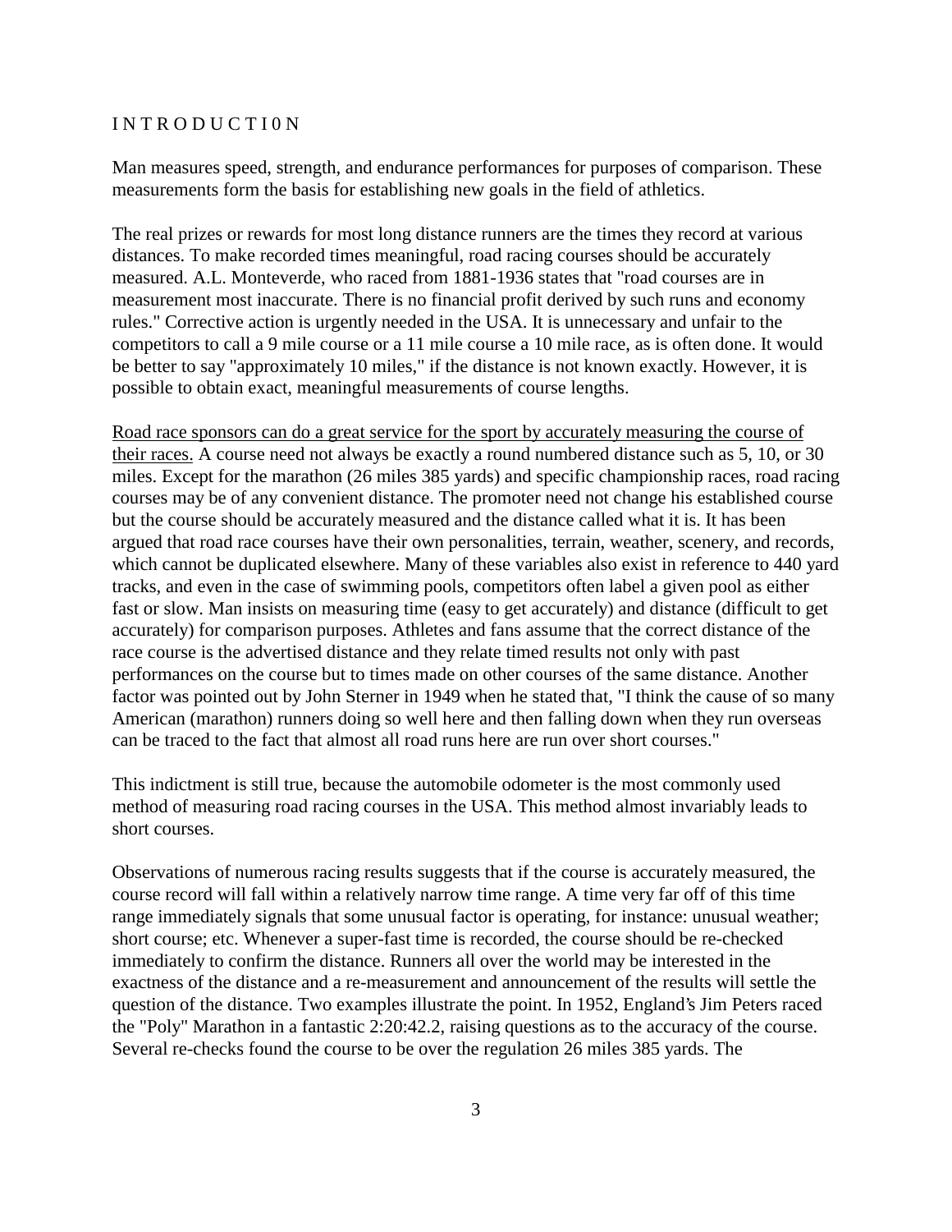# I N T R O D U C T I 0 N

Man measures speed, strength, and endurance performances for purposes of comparison. These measurements form the basis for establishing new goals in the field of athletics.

The real prizes or rewards for most long distance runners are the times they record at various distances. To make recorded times meaningful, road racing courses should be accurately measured. A.L. Monteverde, who raced from 1881-1936 states that "road courses are in measurement most inaccurate. There is no financial profit derived by such runs and economy rules." Corrective action is urgently needed in the USA. It is unnecessary and unfair to the competitors to call a 9 mile course or a 11 mile course a 10 mile race, as is often done. It would be better to say "approximately 10 miles," if the distance is not known exactly. However, it is possible to obtain exact, meaningful measurements of course lengths.

<u>Road race sponsors can do a great service for the sport by accurately measuring the course of their races.</u> A course need not always be exactly a round numbered distance such as 5, 10, or 30 miles. Except for the marathon (26 miles 385 yards) and specific championship races, road racing courses may be of any convenient distance. The promoter need not change his established course but the course should be accurately measured and the distance called what it is. It has been argued that road race courses have their own personalities, terrain, weather, scenery, and records, which cannot be duplicated elsewhere. Many of these variables also exist in reference to 440 yard tracks, and even in the case of swimming pools, competitors often label a given pool as either fast or slow. Man insists on measuring time (easy to get accurately) and distance (difficult to get accurately) for comparison purposes. Athletes and fans assume that the correct distance of the race course is the advertised distance and they relate timed results not only with past performances on the course but to times made on other courses of the same distance. Another factor was pointed out by John Sterner in 1949 when he stated that, "I think the cause of so many American (marathon) runners doing so well here and then falling down when they run overseas can be traced to the fact that almost all road runs here are run over short courses."

This indictment is still true, because the automobile odometer is the most commonly used method of measuring road racing courses in the USA. This method almost invariably leads to short courses.

Observations of numerous racing results suggests that if the course is accurately measured, the course record will fall within a relatively narrow time range. A time very far off of this time range immediately signals that some unusual factor is operating, for instance: unusual weather; short course; etc. Whenever a super-fast time is recorded, the course should be re-checked immediately to confirm the distance. Runners all over the world may be interested in the exactness of the distance and a re-measurement and announcement of the results will settle the question of the distance. Two examples illustrate the point. In 1952, England's Jim Peters raced the "Poly" Marathon in a fantastic 2:20:42.2, raising questions as to the accuracy of the course. Several re-checks found the course to be over the regulation 26 miles 385 yards. The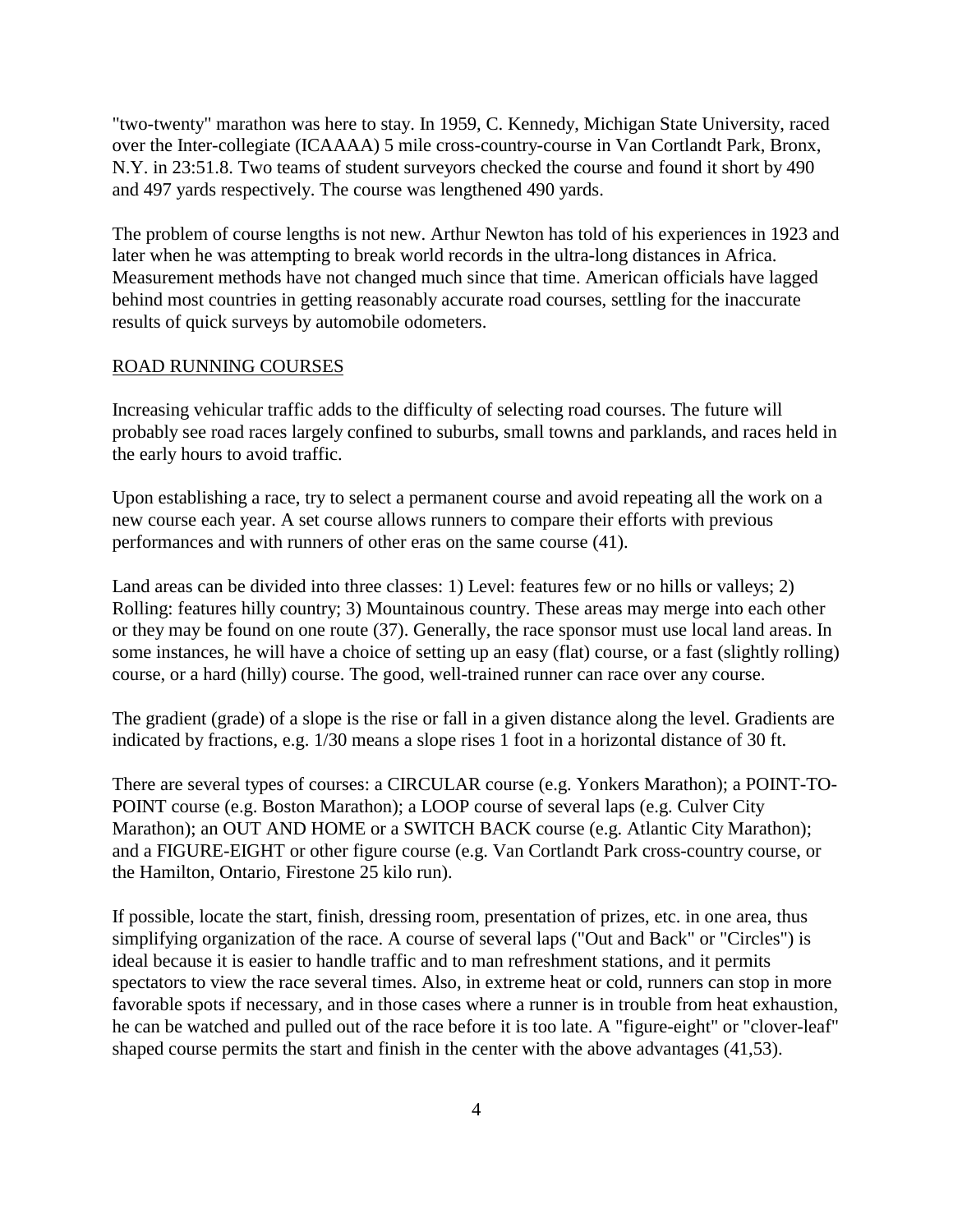"two-twenty" marathon was here to stay. In 1959, C. Kennedy, Michigan State University, raced over the Inter-collegiate (ICAAAA) 5 mile cross-country-course in Van Cortlandt Park, Bronx, N.Y. in 23:51.8. Two teams of student surveyors checked the course and found it short by 490 and 497 yards respectively. The course was lengthened 490 yards.

The problem of course lengths is not new. Arthur Newton has told of his experiences in 1923 and later when he was attempting to break world records in the ultra-long distances in Africa. Measurement methods have not changed much since that time. American officials have lagged behind most countries in getting reasonably accurate road courses, settling for the inaccurate results of quick surveys by automobile odometers.

## ROAD RUNNING COURSES

Increasing vehicular traffic adds to the difficulty of selecting road courses. The future will probably see road races largely confined to suburbs, small towns and parklands, and races held in the early hours to avoid traffic.

Upon establishing a race, try to select a permanent course and avoid repeating all the work on a new course each year. A set course allows runners to compare their efforts with previous performances and with runners of other eras on the same course (41).

Land areas can be divided into three classes: 1) Level: features few or no hills or valleys; 2) Rolling: features hilly country; 3) Mountainous country. These areas may merge into each other or they may be found on one route (37). Generally, the race sponsor must use local land areas. In some instances, he will have a choice of setting up an easy (flat) course, or a fast (slightly rolling) course, or a hard (hilly) course. The good, well-trained runner can race over any course.

The gradient (grade) of a slope is the rise or fall in a given distance along the level. Gradients are indicated by fractions, e.g. 1/30 means a slope rises 1 foot in a horizontal distance of 30 ft.

There are several types of courses: a CIRCULAR course (e.g. Yonkers Marathon); a POINT-TO-POINT course (e.g. Boston Marathon); a LOOP course of several laps (e.g. Culver City Marathon); an OUT AND HOME or a SWITCH BACK course (e.g. Atlantic City Marathon); and a FIGURE-EIGHT or other figure course (e.g. Van Cortlandt Park cross-country course, or the Hamilton, Ontario, Firestone 25 kilo run).

If possible, locate the start, finish, dressing room, presentation of prizes, etc. in one area, thus simplifying organization of the race. A course of several laps ("Out and Back" or "Circles") is ideal because it is easier to handle traffic and to man refreshment stations, and it permits spectators to view the race several times. Also, in extreme heat or cold, runners can stop in more favorable spots if necessary, and in those cases where a runner is in trouble from heat exhaustion, he can be watched and pulled out of the race before it is too late. A "figure-eight" or "clover-leaf" shaped course permits the start and finish in the center with the above advantages (41,53).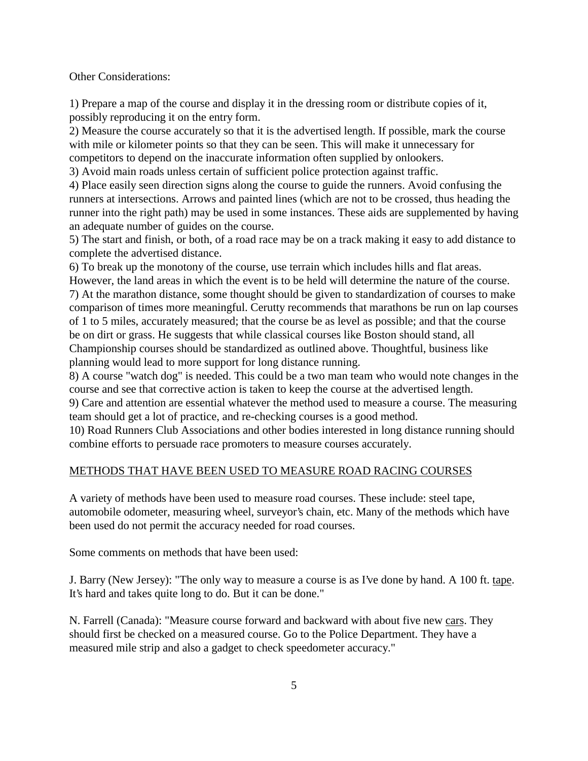Other Considerations:

1) Prepare a map of the course and display it in the dressing room or distribute copies of it, possibly reproducing it on the entry form.
2) Measure the course accurately so that it is the advertised length. If possible, mark the course with mile or kilometer points so that they can be seen. This will make it unnecessary for competitors to depend on the inaccurate information often supplied by onlookers.
3) Avoid main roads unless certain of sufficient police protection against traffic.
4) Place easily seen direction signs along the course to guide the runners. Avoid confusing the runners at intersections. Arrows and painted lines (which are not to be crossed, thus heading the runner into the right path) may be used in some instances. These aids are supplemented by having an adequate number of guides on the course.
5) The start and finish, or both, of a road race may be on a track making it easy to add distance to complete the advertised distance.
6) To break up the monotony of the course, use terrain which includes hills and flat areas. However, the land areas in which the event is to be held will determine the nature of the course.
7) At the marathon distance, some thought should be given to standardization of courses to make comparison of times more meaningful. Cerutty recommends that marathons be run on lap courses of 1 to 5 miles, accurately measured; that the course be as level as possible; and that the course be on dirt or grass. He suggests that while classical courses like Boston should stand, all Championship courses should be standardized as outlined above. Thoughtful, business like planning would lead to more support for long distance running.
8) A course "watch dog" is needed. This could be a two man team who would note changes in the course and see that corrective action is taken to keep the course at the advertised length.
9) Care and attention are essential whatever the method used to measure a course. The measuring team should get a lot of practice, and re-checking courses is a good method.
10) Road Runners Club Associations and other bodies interested in long distance running should combine efforts to persuade race promoters to measure courses accurately.

## METHODS THAT HAVE BEEN USED TO MEASURE ROAD RACING COURSES

A variety of methods have been used to measure road courses. These include: steel tape, automobile odometer, measuring wheel, surveyor's chain, etc. Many of the methods which have been used do not permit the accuracy needed for road courses.

Some comments on methods that have been used:

J. Barry (New Jersey): "The only way to measure a course is as I've done by hand. A 100 ft. tape. It's hard and takes quite long to do. But it can be done."

N. Farrell (Canada): "Measure course forward and backward with about five new cars. They should first be checked on a measured course. Go to the Police Department. They have a measured mile strip and also a gadget to check speedometer accuracy."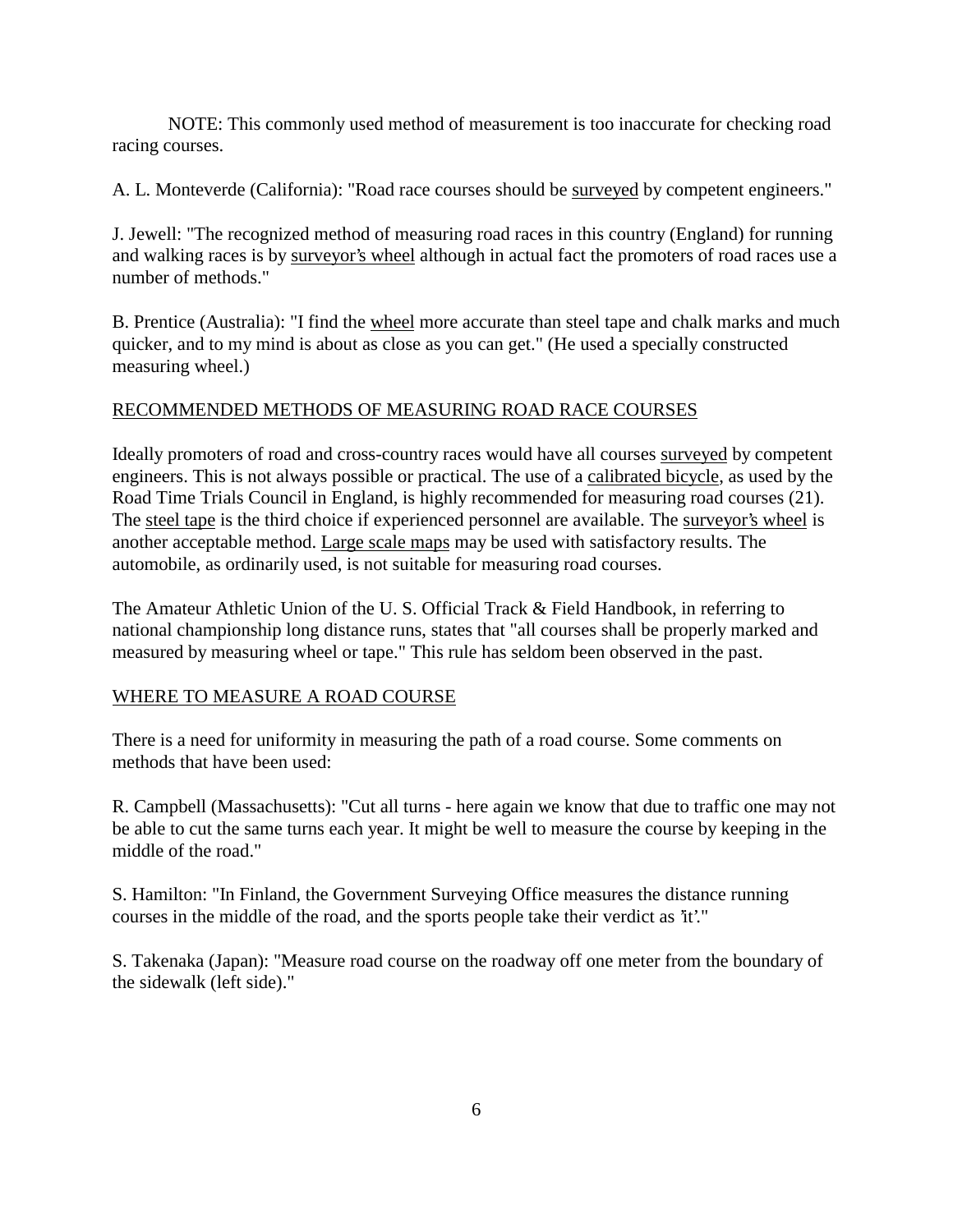NOTE: This commonly used method of measurement is too inaccurate for checking road racing courses.

A. L. Monteverde (California): "Road race courses should be <u>surveyed</u> by competent engineers."

J. Jewell: "The recognized method of measuring road races in this country (England) for running and walking races is by <u>surveyor's wheel</u> although in actual fact the promoters of road races use a number of methods."

B. Prentice (Australia): "I find the <u>wheel</u> more accurate than steel tape and chalk marks and much quicker, and to my mind is about as close as you can get." (He used a specially constructed measuring wheel.)

## <u>RECOMMENDED METHODS OF MEASURING ROAD RACE COURSES</u>

Ideally promoters of road and cross-country races would have all courses <u>surveyed</u> by competent engineers. This is not always possible or practical. The use of a <u>calibrated bicycle</u>, as used by the Road Time Trials Council in England, is highly recommended for measuring road courses (21). The <u>steel tape</u> is the third choice if experienced personnel are available. The <u>surveyor's wheel</u> is another acceptable method. <u>Large scale maps</u> may be used with satisfactory results. The automobile, as ordinarily used, is not suitable for measuring road courses.

The Amateur Athletic Union of the U. S. Official Track & Field Handbook, in referring to national championship long distance runs, states that "all courses shall be properly marked and measured by measuring wheel or tape." This rule has seldom been observed in the past.

## <u>WHERE TO MEASURE A ROAD COURSE</u>

There is a need for uniformity in measuring the path of a road course. Some comments on methods that have been used:

R. Campbell (Massachusetts): "Cut all turns - here again we know that due to traffic one may not be able to cut the same turns each year. It might be well to measure the course by keeping in the middle of the road."

S. Hamilton: "In Finland, the Government Surveying Office measures the distance running courses in the middle of the road, and the sports people take their verdict as 'it'."

S. Takenaka (Japan): "Measure road course on the roadway off one meter from the boundary of the sidewalk (left side)."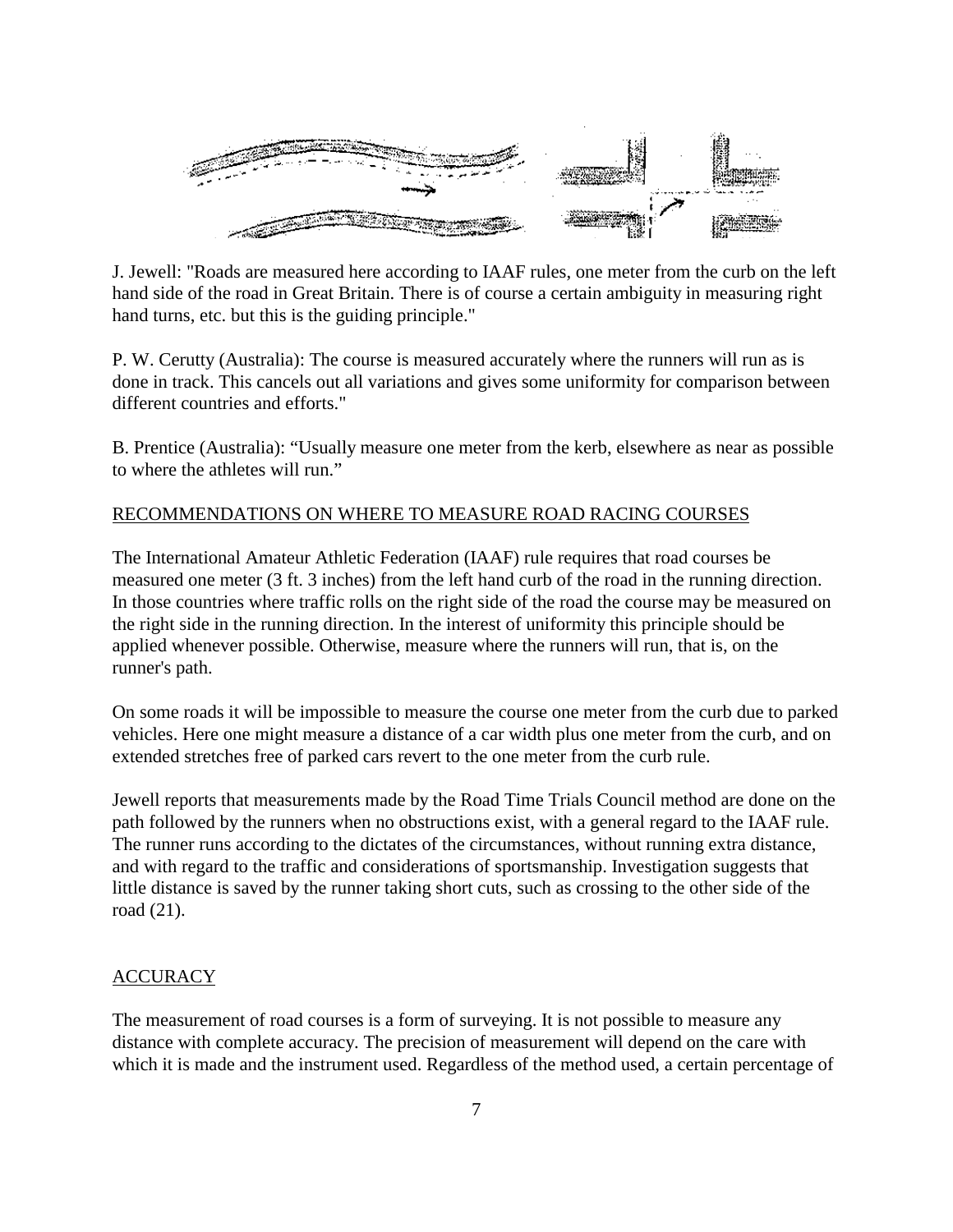J. Jewell: "Roads are measured here according to IAAF rules, one meter from the curb on the left hand side of the road in Great Britain. There is of course a certain ambiguity in measuring right hand turns, etc. but this is the guiding principle."

P. W. Cerutty (Australia): The course is measured accurately where the runners will run as is done in track. This cancels out all variations and gives some uniformity for comparison between different countries and efforts."

B. Prentice (Australia): "Usually measure one meter from the kerb, elsewhere as near as possible to where the athletes will run."

## RECOMMENDATIONS ON WHERE TO MEASURE ROAD RACING COURSES

The International Amateur Athletic Federation (IAAF) rule requires that road courses be measured one meter (3 ft. 3 inches) from the left hand curb of the road in the running direction. In those countries where traffic rolls on the right side of the road the course may be measured on the right side in the running direction. In the interest of uniformity this principle should be applied whenever possible. Otherwise, measure where the runners will run, that is, on the runner's path.

On some roads it will be impossible to measure the course one meter from the curb due to parked vehicles. Here one might measure a distance of a car width plus one meter from the curb, and on extended stretches free of parked cars revert to the one meter from the curb rule.

Jewell reports that measurements made by the Road Time Trials Council method are done on the path followed by the runners when no obstructions exist, with a general regard to the IAAF rule. The runner runs according to the dictates of the circumstances, without running extra distance, and with regard to the traffic and considerations of sportsmanship. Investigation suggests that little distance is saved by the runner taking short cuts, such as crossing to the other side of the road (21).

## ACCURACY

The measurement of road courses is a form of surveying. It is not possible to measure any distance with complete accuracy. The precision of measurement will depend on the care with which it is made and the instrument used. Regardless of the method used, a certain percentage of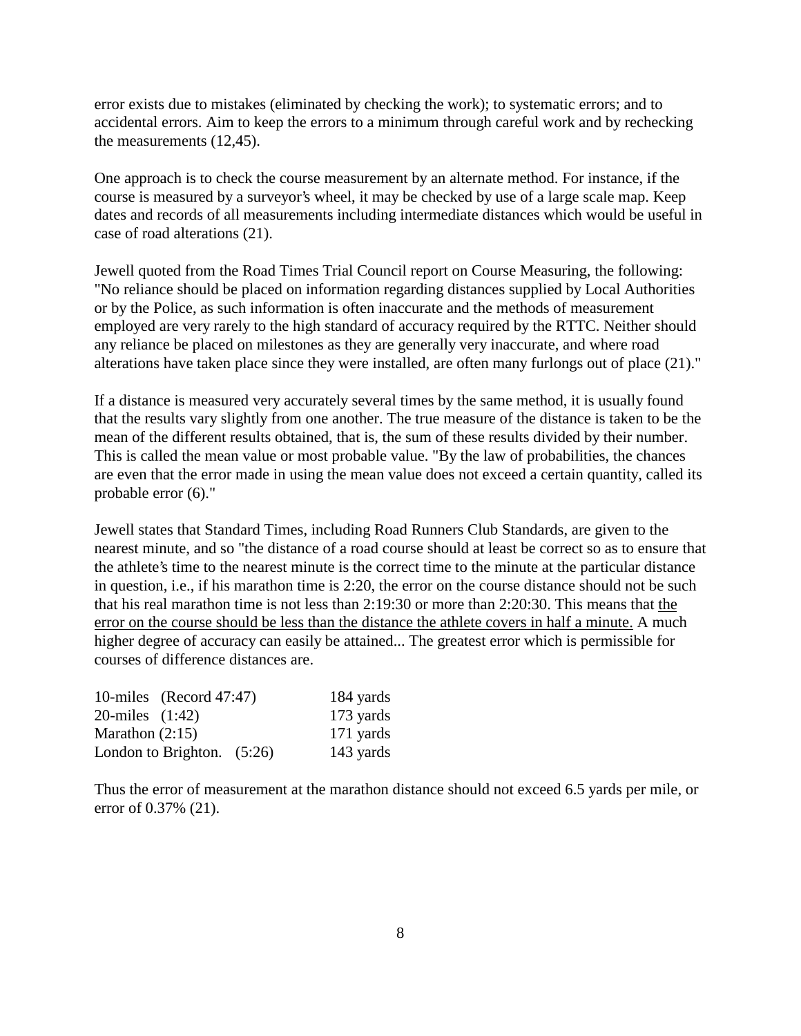error exists due to mistakes (eliminated by checking the work); to systematic errors; and to accidental errors. Aim to keep the errors to a minimum through careful work and by rechecking the measurements (12,45).

One approach is to check the course measurement by an alternate method. For instance, if the course is measured by a surveyor's wheel, it may be checked by use of a large scale map. Keep dates and records of all measurements including intermediate distances which would be useful in case of road alterations (21).

Jewell quoted from the Road Times Trial Council report on Course Measuring, the following: "No reliance should be placed on information regarding distances supplied by Local Authorities or by the Police, as such information is often inaccurate and the methods of measurement employed are very rarely to the high standard of accuracy required by the RTTC. Neither should any reliance be placed on milestones as they are generally very inaccurate, and where road alterations have taken place since they were installed, are often many furlongs out of place (21)."

If a distance is measured very accurately several times by the same method, it is usually found that the results vary slightly from one another. The true measure of the distance is taken to be the mean of the different results obtained, that is, the sum of these results divided by their number. This is called the mean value or most probable value. "By the law of probabilities, the chances are even that the error made in using the mean value does not exceed a certain quantity, called its probable error (6)."

Jewell states that Standard Times, including Road Runners Club Standards, are given to the nearest minute, and so "the distance of a road course should at least be correct so as to ensure that the athlete's time to the nearest minute is the correct time to the minute at the particular distance in question, i.e., if his marathon time is 2:20, the error on the course distance should not be such that his real marathon time is not less than 2:19:30 or more than 2:20:30. This means that <u>the error on the course should be less than the distance the athlete covers in half a minute.</u> A much higher degree of accuracy can easily be attained... The greatest error which is permissible for courses of difference distances are.

| | |
|---|---|
| 10-miles (Record 47:47) | 184 yards |
| 20-miles (1:42) | 173 yards |
| Marathon (2:15) | 171 yards |
| London to Brighton. (5:26) | 143 yards |

Thus the error of measurement at the marathon distance should not exceed 6.5 yards per mile, or error of 0.37% (21).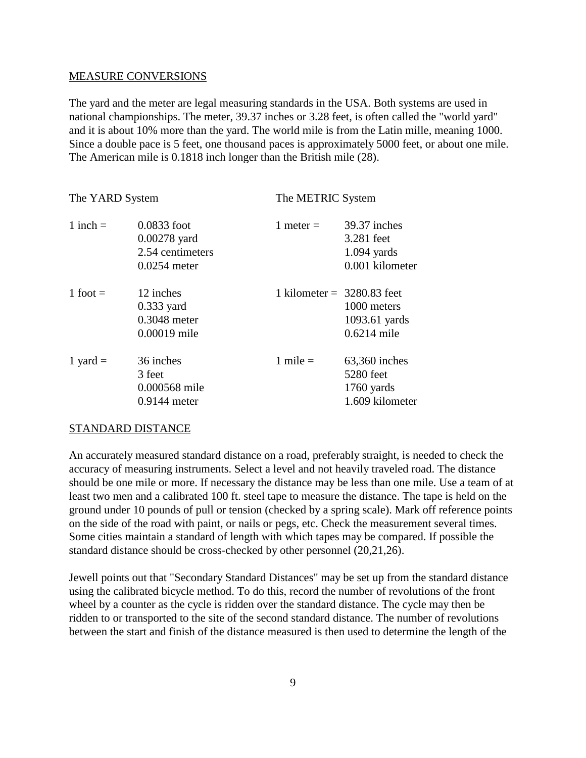## MEASURE CONVERSIONS

The yard and the meter are legal measuring standards in the USA. Both systems are used in national championships. The meter, 39.37 inches or 3.28 feet, is often called the "world yard" and it is about 10% more than the yard. The world mile is from the Latin mille, meaning 1000. Since a double pace is 5 feet, one thousand paces is approximately 5000 feet, or about one mile. The American mile is 0.1818 inch longer than the British mile (28).

| The YARD System | | The METRIC System | |
|---|---|---|---|
| 1 inch = | 0.0833 foot<br>0.00278 yard<br>2.54 centimeters<br>0.0254 meter | 1 meter = | 39.37 inches<br>3.281 feet<br>1.094 yards<br>0.001 kilometer |
| 1 foot = | 12 inches<br>0.333 yard<br>0.3048 meter<br>0.00019 mile | 1 kilometer = | 3280.83 feet<br>1000 meters<br>1093.61 yards<br>0.6214 mile |
| 1 yard = | 36 inches<br>3 feet<br>0.000568 mile<br>0.9144 meter | 1 mile = | 63,360 inches<br>5280 feet<br>1760 yards<br>1.609 kilometer |

## STANDARD DISTANCE

An accurately measured standard distance on a road, preferably straight, is needed to check the accuracy of measuring instruments. Select a level and not heavily traveled road. The distance should be one mile or more. If necessary the distance may be less than one mile. Use a team of at least two men and a calibrated 100 ft. steel tape to measure the distance. The tape is held on the ground under 10 pounds of pull or tension (checked by a spring scale). Mark off reference points on the side of the road with paint, or nails or pegs, etc. Check the measurement several times. Some cities maintain a standard of length with which tapes may be compared. If possible the standard distance should be cross-checked by other personnel (20,21,26).

Jewell points out that "Secondary Standard Distances" may be set up from the standard distance using the calibrated bicycle method. To do this, record the number of revolutions of the front wheel by a counter as the cycle is ridden over the standard distance. The cycle may then be ridden to or transported to the site of the second standard distance. The number of revolutions between the start and finish of the distance measured is then used to determine the length of the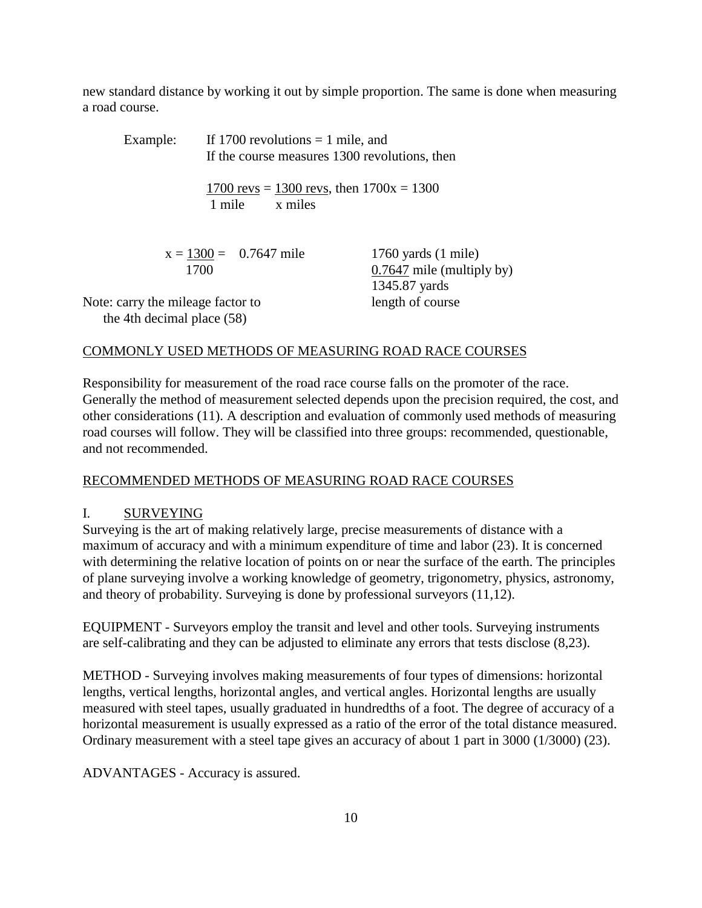new standard distance by working it out by simple proportion. The same is done when measuring a road course.

Example: If 1700 revolutions = 1 mile, and
If the course measures 1300 revolutions, then

$$\frac{1700 \text{ revs}}{1 \text{ mile}} = \frac{1300 \text{ revs}}{x \text{ miles}}, \text{ then } 1700x = 1300$$

$$x = \frac{1300}{1700} = 0.7647 \text{ mile}$$

1760 yards (1 mile)
0.7647 mile (multiply by)
1345.87 yards
length of course

Note: carry the mileage factor to the 4th decimal place (58)

## COMMONLY USED METHODS OF MEASURING ROAD RACE COURSES

Responsibility for measurement of the road race course falls on the promoter of the race. Generally the method of measurement selected depends upon the precision required, the cost, and other considerations (11). A description and evaluation of commonly used methods of measuring road courses will follow. They will be classified into three groups: recommended, questionable, and not recommended.

## RECOMMENDED METHODS OF MEASURING ROAD RACE COURSES

### I. SURVEYING

Surveying is the art of making relatively large, precise measurements of distance with a maximum of accuracy and with a minimum expenditure of time and labor (23). It is concerned with determining the relative location of points on or near the surface of the earth. The principles of plane surveying involve a working knowledge of geometry, trigonometry, physics, astronomy, and theory of probability. Surveying is done by professional surveyors (11,12).

EQUIPMENT - Surveyors employ the transit and level and other tools. Surveying instruments are self-calibrating and they can be adjusted to eliminate any errors that tests disclose (8,23).

METHOD - Surveying involves making measurements of four types of dimensions: horizontal lengths, vertical lengths, horizontal angles, and vertical angles. Horizontal lengths are usually measured with steel tapes, usually graduated in hundredths of a foot. The degree of accuracy of a horizontal measurement is usually expressed as a ratio of the error of the total distance measured. Ordinary measurement with a steel tape gives an accuracy of about 1 part in 3000 (1/3000) (23).

ADVANTAGES - Accuracy is assured.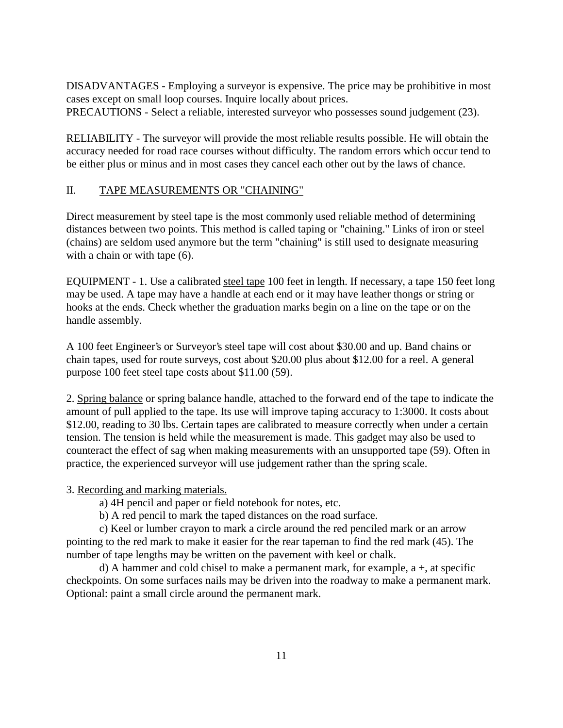DISADVANTAGES - Employing a surveyor is expensive. The price may be prohibitive in most cases except on small loop courses. Inquire locally about prices.
PRECAUTIONS - Select a reliable, interested surveyor who possesses sound judgement (23).

RELIABILITY - The surveyor will provide the most reliable results possible. He will obtain the accuracy needed for road race courses without difficulty. The random errors which occur tend to be either plus or minus and in most cases they cancel each other out by the laws of chance.

## II. TAPE MEASUREMENTS OR "CHAINING"

Direct measurement by steel tape is the most commonly used reliable method of determining distances between two points. This method is called taping or "chaining." Links of iron or steel (chains) are seldom used anymore but the term "chaining" is still used to designate measuring with a chain or with tape (6).

EQUIPMENT - 1. Use a calibrated <u>steel tape</u> 100 feet in length. If necessary, a tape 150 feet long may be used. A tape may have a handle at each end or it may have leather thongs or string or hooks at the ends. Check whether the graduation marks begin on a line on the tape or on the handle assembly.

A 100 feet Engineer's or Surveyor's steel tape will cost about $30.00 and up. Band chains or chain tapes, used for route surveys, cost about $20.00 plus about $12.00 for a reel. A general purpose 100 feet steel tape costs about $11.00 (59).

2. <u>Spring balance</u> or spring balance handle, attached to the forward end of the tape to indicate the amount of pull applied to the tape. Its use will improve taping accuracy to 1:3000. It costs about $12.00, reading to 30 lbs. Certain tapes are calibrated to measure correctly when under a certain tension. The tension is held while the measurement is made. This gadget may also be used to counteract the effect of sag when making measurements with an unsupported tape (59). Often in practice, the experienced surveyor will use judgement rather than the spring scale.

3. <u>Recording and marking materials.</u>

a) 4H pencil and paper or field notebook for notes, etc.

b) A red pencil to mark the taped distances on the road surface.

c) Keel or lumber crayon to mark a circle around the red penciled mark or an arrow pointing to the red mark to make it easier for the rear tapeman to find the red mark (45). The number of tape lengths may be written on the pavement with keel or chalk.

d) A hammer and cold chisel to make a permanent mark, for example, a +, at specific checkpoints. On some surfaces nails may be driven into the roadway to make a permanent mark. Optional: paint a small circle around the permanent mark.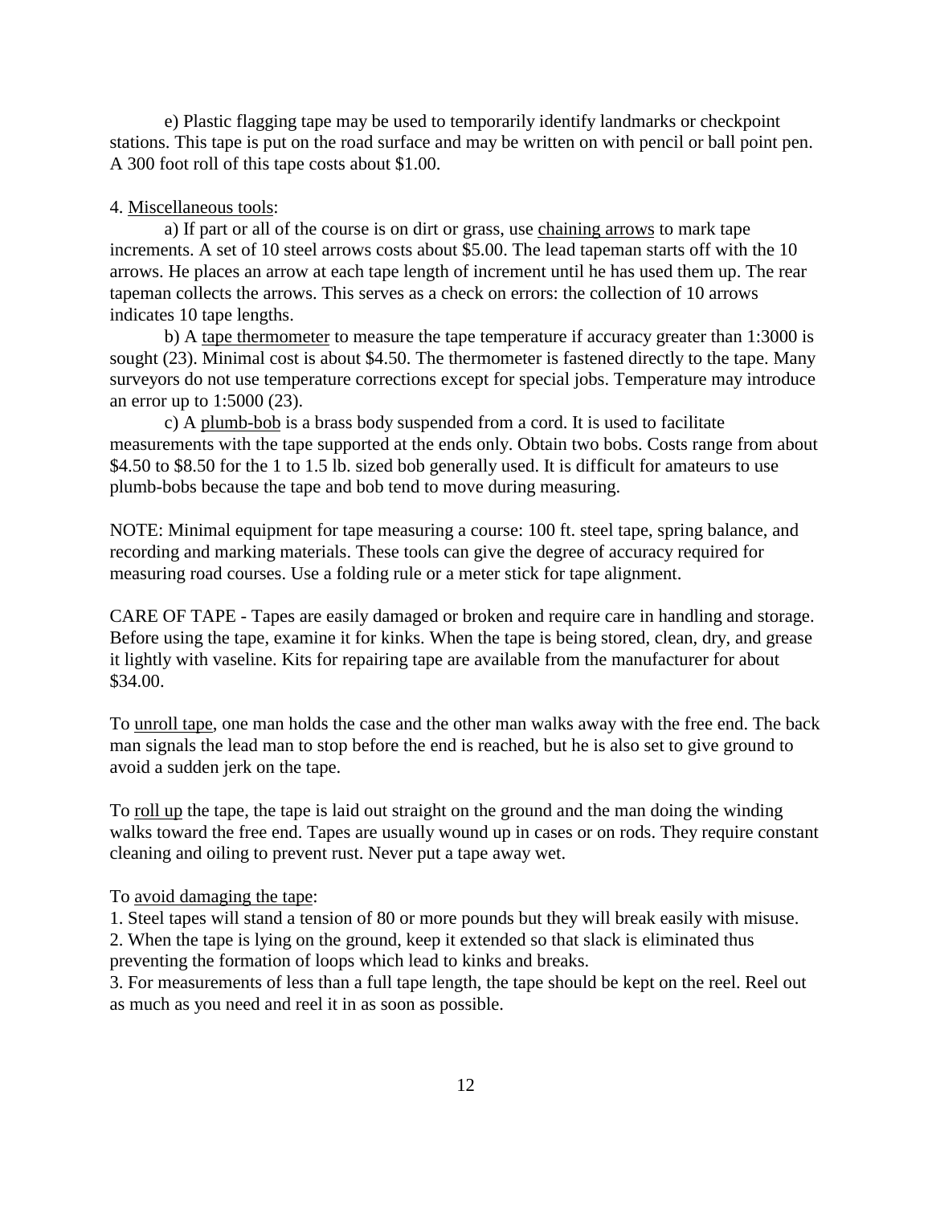e) Plastic flagging tape may be used to temporarily identify landmarks or checkpoint stations. This tape is put on the road surface and may be written on with pencil or ball point pen. A 300 foot roll of this tape costs about $1.00.

4. Miscellaneous tools:

a) If part or all of the course is on dirt or grass, use chaining arrows to mark tape increments. A set of 10 steel arrows costs about $5.00. The lead tapeman starts off with the 10 arrows. He places an arrow at each tape length of increment until he has used them up. The rear tapeman collects the arrows. This serves as a check on errors: the collection of 10 arrows indicates 10 tape lengths.

b) A tape thermometer to measure the tape temperature if accuracy greater than 1:3000 is sought (23). Minimal cost is about $4.50. The thermometer is fastened directly to the tape. Many surveyors do not use temperature corrections except for special jobs. Temperature may introduce an error up to 1:5000 (23).

c) A plumb-bob is a brass body suspended from a cord. It is used to facilitate measurements with the tape supported at the ends only. Obtain two bobs. Costs range from about $4.50 to $8.50 for the 1 to 1.5 lb. sized bob generally used. It is difficult for amateurs to use plumb-bobs because the tape and bob tend to move during measuring.

NOTE: Minimal equipment for tape measuring a course: 100 ft. steel tape, spring balance, and recording and marking materials. These tools can give the degree of accuracy required for measuring road courses. Use a folding rule or a meter stick for tape alignment.

CARE OF TAPE - Tapes are easily damaged or broken and require care in handling and storage. Before using the tape, examine it for kinks. When the tape is being stored, clean, dry, and grease it lightly with vaseline. Kits for repairing tape are available from the manufacturer for about $34.00.

To unroll tape, one man holds the case and the other man walks away with the free end. The back man signals the lead man to stop before the end is reached, but he is also set to give ground to avoid a sudden jerk on the tape.

To roll up the tape, the tape is laid out straight on the ground and the man doing the winding walks toward the free end. Tapes are usually wound up in cases or on rods. They require constant cleaning and oiling to prevent rust. Never put a tape away wet.

To avoid damaging the tape:

1. Steel tapes will stand a tension of 80 or more pounds but they will break easily with misuse.
2. When the tape is lying on the ground, keep it extended so that slack is eliminated thus preventing the formation of loops which lead to kinks and breaks.
3. For measurements of less than a full tape length, the tape should be kept on the reel. Reel out as much as you need and reel it in as soon as possible.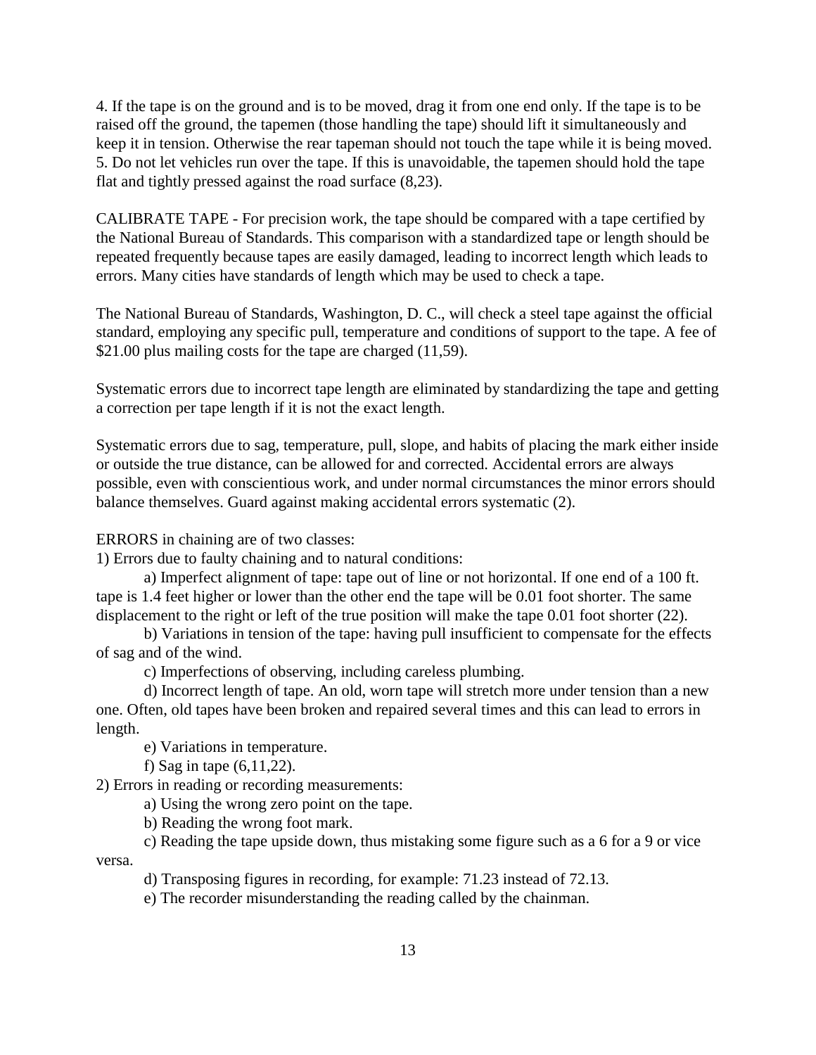4. If the tape is on the ground and is to be moved, drag it from one end only. If the tape is to be raised off the ground, the tapemen (those handling the tape) should lift it simultaneously and keep it in tension. Otherwise the rear tapeman should not touch the tape while it is being moved.
5. Do not let vehicles run over the tape. If this is unavoidable, the tapemen should hold the tape flat and tightly pressed against the road surface (8,23).

CALIBRATE TAPE - For precision work, the tape should be compared with a tape certified by the National Bureau of Standards. This comparison with a standardized tape or length should be repeated frequently because tapes are easily damaged, leading to incorrect length which leads to errors. Many cities have standards of length which may be used to check a tape.

The National Bureau of Standards, Washington, D. C., will check a steel tape against the official standard, employing any specific pull, temperature and conditions of support to the tape. A fee of $21.00 plus mailing costs for the tape are charged (11,59).

Systematic errors due to incorrect tape length are eliminated by standardizing the tape and getting a correction per tape length if it is not the exact length.

Systematic errors due to sag, temperature, pull, slope, and habits of placing the mark either inside or outside the true distance, can be allowed for and corrected. Accidental errors are always possible, even with conscientious work, and under normal circumstances the minor errors should balance themselves. Guard against making accidental errors systematic (2).

ERRORS in chaining are of two classes:

1) Errors due to faulty chaining and to natural conditions:

   a) Imperfect alignment of tape: tape out of line or not horizontal. If one end of a 100 ft. tape is 1.4 feet higher or lower than the other end the tape will be 0.01 foot shorter. The same displacement to the right or left of the true position will make the tape 0.01 foot shorter (22).

   b) Variations in tension of the tape: having pull insufficient to compensate for the effects of sag and of the wind.

   c) Imperfections of observing, including careless plumbing.

   d) Incorrect length of tape. An old, worn tape will stretch more under tension than a new one. Often, old tapes have been broken and repaired several times and this can lead to errors in length.

   e) Variations in temperature.

   f) Sag in tape (6,11,22).

2) Errors in reading or recording measurements:

   a) Using the wrong zero point on the tape.

   b) Reading the wrong foot mark.

   c) Reading the tape upside down, thus mistaking some figure such as a 6 for a 9 or vice versa.

   d) Transposing figures in recording, for example: 71.23 instead of 72.13.

   e) The recorder misunderstanding the reading called by the chainman.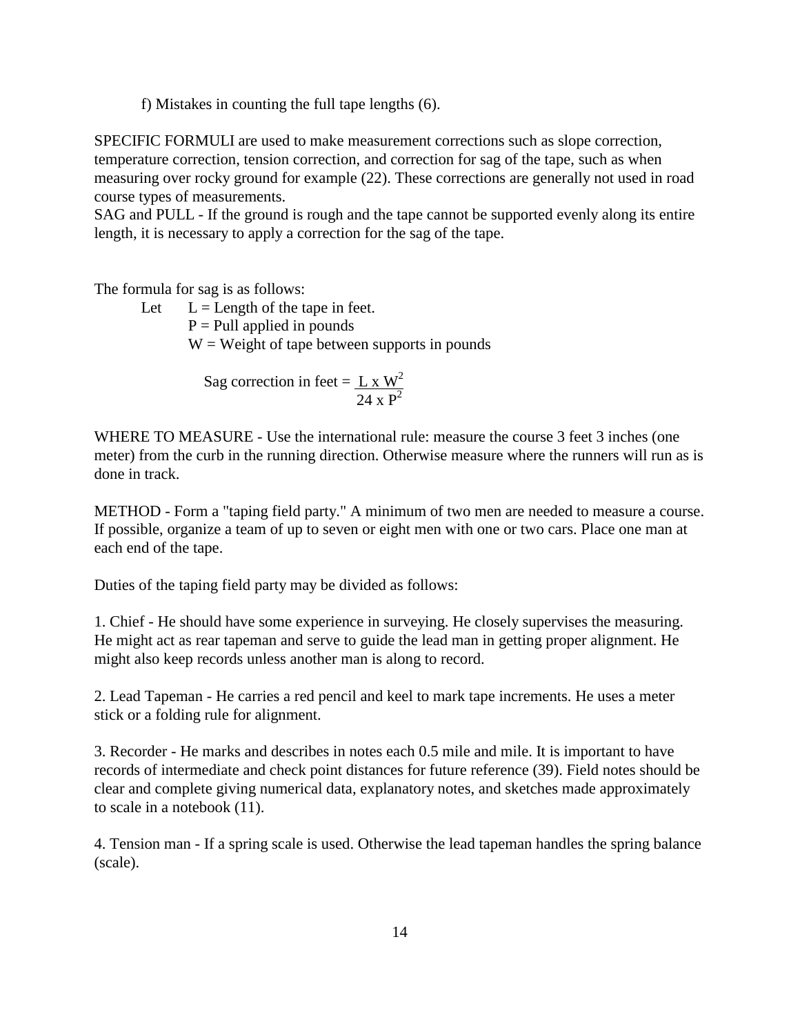f) Mistakes in counting the full tape lengths (6).

SPECIFIC FORMULI are used to make measurement corrections such as slope correction, temperature correction, tension correction, and correction for sag of the tape, such as when measuring over rocky ground for example (22). These corrections are generally not used in road course types of measurements.

SAG and PULL - If the ground is rough and the tape cannot be supported evenly along its entire length, it is necessary to apply a correction for the sag of the tape.

The formula for sag is as follows:

Let L = Length of the tape in feet.
P = Pull applied in pounds
W = Weight of tape between supports in pounds

$$\text{Sag correction in feet} = \frac{L \times W^2}{24 \times P^2}$$

WHERE TO MEASURE - Use the international rule: measure the course 3 feet 3 inches (one meter) from the curb in the running direction. Otherwise measure where the runners will run as is done in track.

METHOD - Form a "taping field party." A minimum of two men are needed to measure a course. If possible, organize a team of up to seven or eight men with one or two cars. Place one man at each end of the tape.

Duties of the taping field party may be divided as follows:

1. Chief - He should have some experience in surveying. He closely supervises the measuring. He might act as rear tapeman and serve to guide the lead man in getting proper alignment. He might also keep records unless another man is along to record.

2. Lead Tapeman - He carries a red pencil and keel to mark tape increments. He uses a meter stick or a folding rule for alignment.

3. Recorder - He marks and describes in notes each 0.5 mile and mile. It is important to have records of intermediate and check point distances for future reference (39). Field notes should be clear and complete giving numerical data, explanatory notes, and sketches made approximately to scale in a notebook (11).

4. Tension man - If a spring scale is used. Otherwise the lead tapeman handles the spring balance (scale).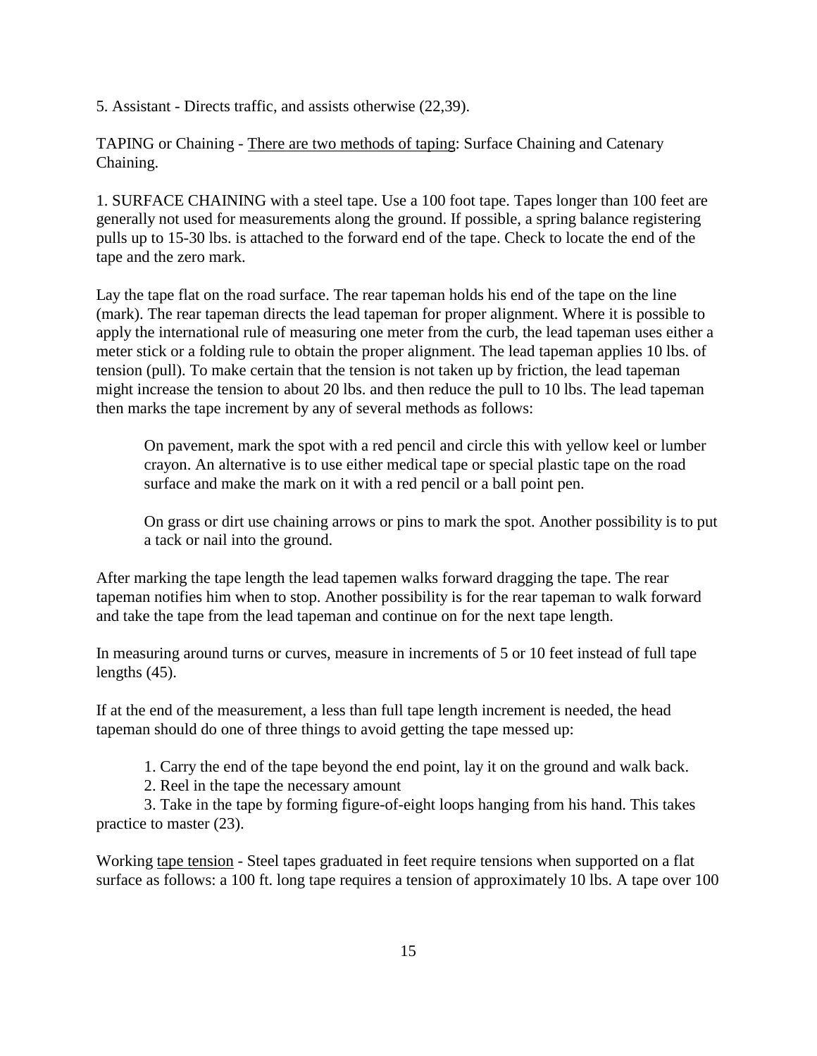5. Assistant - Directs traffic, and assists otherwise (22,39).

TAPING or Chaining - <u>There are two methods of taping</u>: Surface Chaining and Catenary Chaining.

1. SURFACE CHAINING with a steel tape. Use a 100 foot tape. Tapes longer than 100 feet are generally not used for measurements along the ground. If possible, a spring balance registering pulls up to 15-30 lbs. is attached to the forward end of the tape. Check to locate the end of the tape and the zero mark.

Lay the tape flat on the road surface. The rear tapeman holds his end of the tape on the line (mark). The rear tapeman directs the lead tapeman for proper alignment. Where it is possible to apply the international rule of measuring one meter from the curb, the lead tapeman uses either a meter stick or a folding rule to obtain the proper alignment. The lead tapeman applies 10 lbs. of tension (pull). To make certain that the tension is not taken up by friction, the lead tapeman might increase the tension to about 20 lbs. and then reduce the pull to 10 lbs. The lead tapeman then marks the tape increment by any of several methods as follows:

> On pavement, mark the spot with a red pencil and circle this with yellow keel or lumber crayon. An alternative is to use either medical tape or special plastic tape on the road surface and make the mark on it with a red pencil or a ball point pen.
>
> On grass or dirt use chaining arrows or pins to mark the spot. Another possibility is to put a tack or nail into the ground.

After marking the tape length the lead tapemen walks forward dragging the tape. The rear tapeman notifies him when to stop. Another possibility is for the rear tapeman to walk forward and take the tape from the lead tapeman and continue on for the next tape length.

In measuring around turns or curves, measure in increments of 5 or 10 feet instead of full tape lengths (45).

If at the end of the measurement, a less than full tape length increment is needed, the head tapeman should do one of three things to avoid getting the tape messed up:

1. Carry the end of the tape beyond the end point, lay it on the ground and walk back.
2. Reel in the tape the necessary amount
3. Take in the tape by forming figure-of-eight loops hanging from his hand. This takes practice to master (23).

Working <u>tape tension</u> - Steel tapes graduated in feet require tensions when supported on a flat surface as follows: a 100 ft. long tape requires a tension of approximately 10 lbs. A tape over 100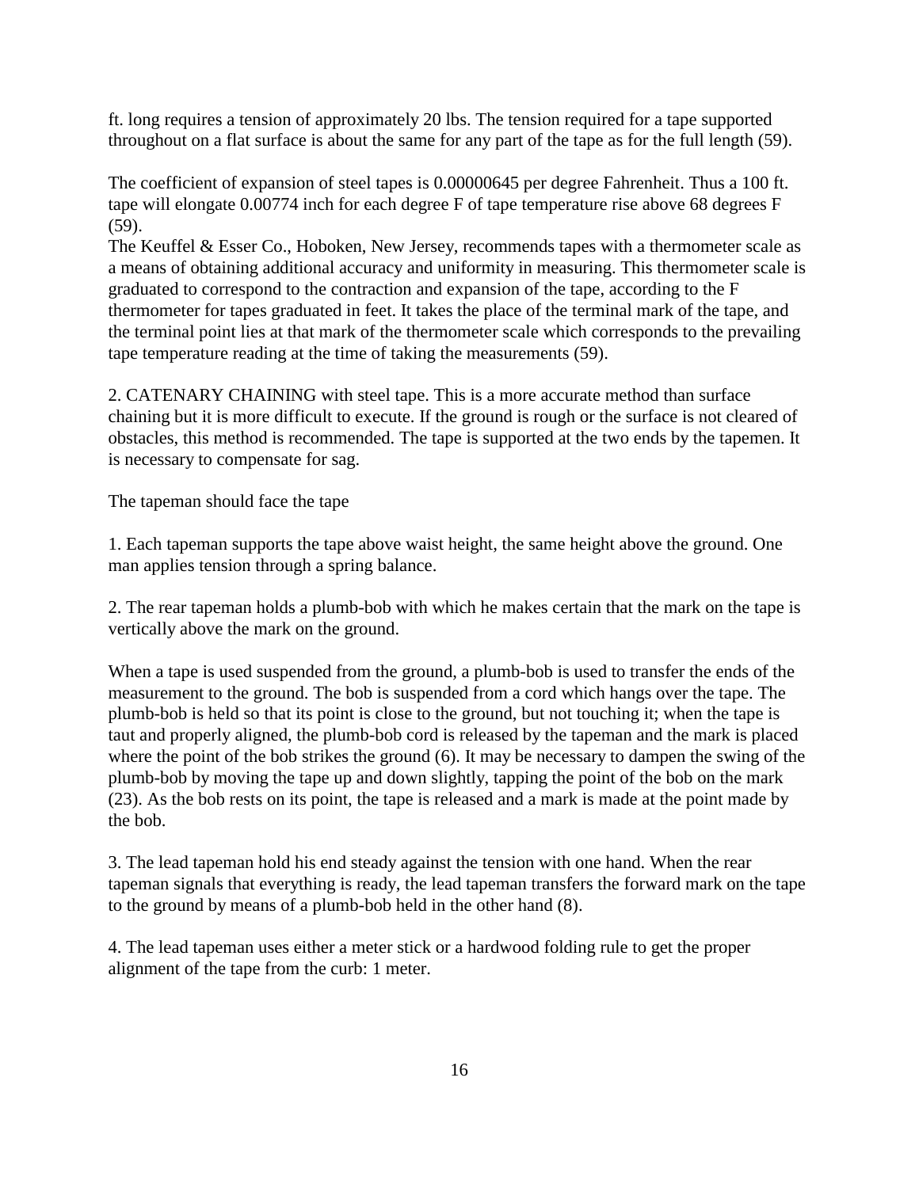ft. long requires a tension of approximately 20 lbs. The tension required for a tape supported throughout on a flat surface is about the same for any part of the tape as for the full length (59).

The coefficient of expansion of steel tapes is 0.00000645 per degree Fahrenheit. Thus a 100 ft. tape will elongate 0.00774 inch for each degree F of tape temperature rise above 68 degrees F (59).
The Keuffel & Esser Co., Hoboken, New Jersey, recommends tapes with a thermometer scale as a means of obtaining additional accuracy and uniformity in measuring. This thermometer scale is graduated to correspond to the contraction and expansion of the tape, according to the F thermometer for tapes graduated in feet. It takes the place of the terminal mark of the tape, and the terminal point lies at that mark of the thermometer scale which corresponds to the prevailing tape temperature reading at the time of taking the measurements (59).

2. CATENARY CHAINING with steel tape. This is a more accurate method than surface chaining but it is more difficult to execute. If the ground is rough or the surface is not cleared of obstacles, this method is recommended. The tape is supported at the two ends by the tapemen. It is necessary to compensate for sag.

The tapeman should face the tape

1. Each tapeman supports the tape above waist height, the same height above the ground. One man applies tension through a spring balance.

2. The rear tapeman holds a plumb-bob with which he makes certain that the mark on the tape is vertically above the mark on the ground.

When a tape is used suspended from the ground, a plumb-bob is used to transfer the ends of the measurement to the ground. The bob is suspended from a cord which hangs over the tape. The plumb-bob is held so that its point is close to the ground, but not touching it; when the tape is taut and properly aligned, the plumb-bob cord is released by the tapeman and the mark is placed where the point of the bob strikes the ground (6). It may be necessary to dampen the swing of the plumb-bob by moving the tape up and down slightly, tapping the point of the bob on the mark (23). As the bob rests on its point, the tape is released and a mark is made at the point made by the bob.

3. The lead tapeman hold his end steady against the tension with one hand. When the rear tapeman signals that everything is ready, the lead tapeman transfers the forward mark on the tape to the ground by means of a plumb-bob held in the other hand (8).

4. The lead tapeman uses either a meter stick or a hardwood folding rule to get the proper alignment of the tape from the curb: 1 meter.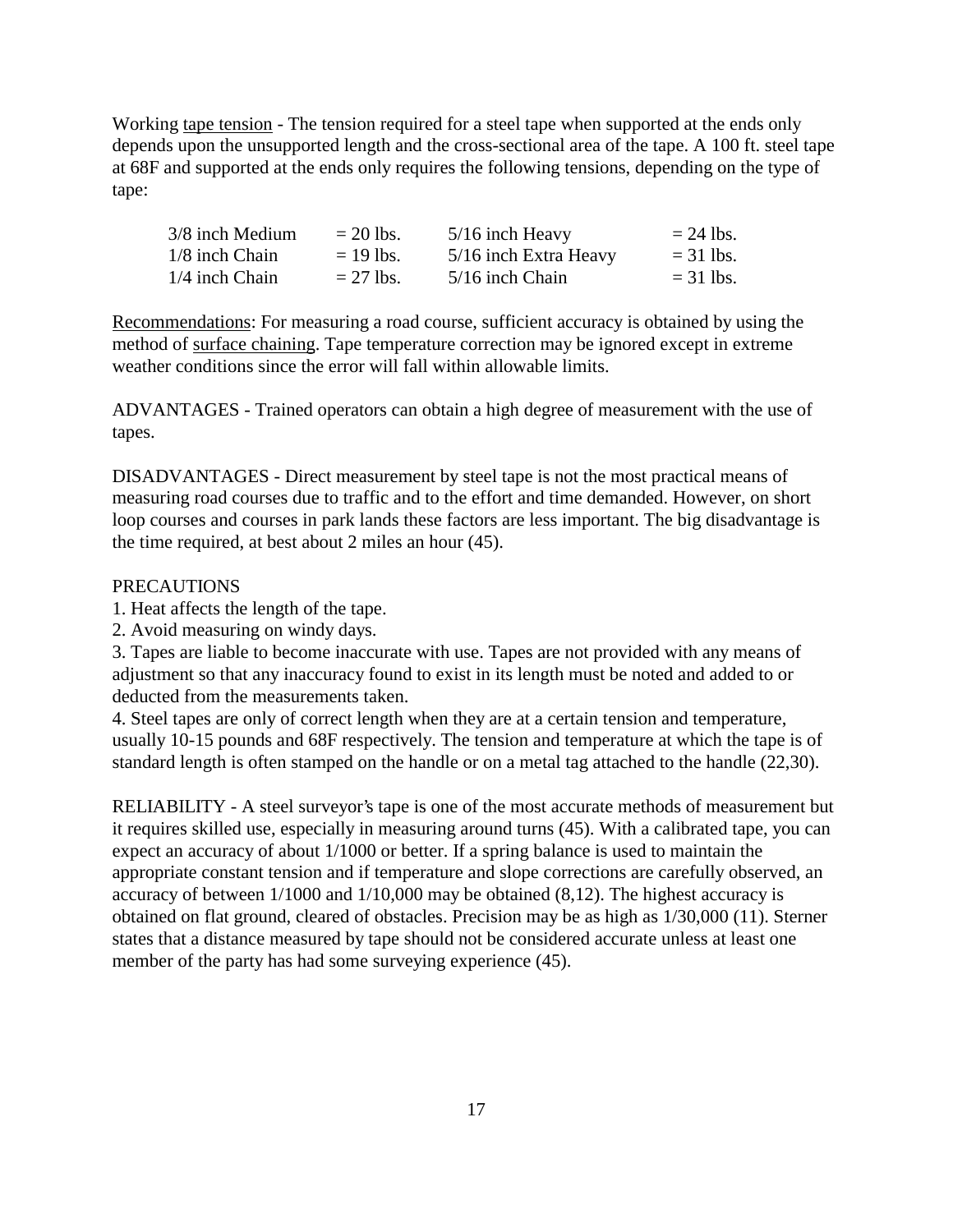Working tape tension - The tension required for a steel tape when supported at the ends only depends upon the unsupported length and the cross-sectional area of the tape. A 100 ft. steel tape at 68F and supported at the ends only requires the following tensions, depending on the type of tape:

| | | | |
|---|---|---|---|
| 3/8 inch Medium | = 20 lbs. | 5/16 inch Heavy | = 24 lbs. |
| 1/8 inch Chain | = 19 lbs. | 5/16 inch Extra Heavy | = 31 lbs. |
| 1/4 inch Chain | = 27 lbs. | 5/16 inch Chain | = 31 lbs. |

Recommendations: For measuring a road course, sufficient accuracy is obtained by using the method of surface chaining. Tape temperature correction may be ignored except in extreme weather conditions since the error will fall within allowable limits.

ADVANTAGES - Trained operators can obtain a high degree of measurement with the use of tapes.

DISADVANTAGES - Direct measurement by steel tape is not the most practical means of measuring road courses due to traffic and to the effort and time demanded. However, on short loop courses and courses in park lands these factors are less important. The big disadvantage is the time required, at best about 2 miles an hour (45).

PRECAUTIONS

1. Heat affects the length of the tape.
2. Avoid measuring on windy days.
3. Tapes are liable to become inaccurate with use. Tapes are not provided with any means of adjustment so that any inaccuracy found to exist in its length must be noted and added to or deducted from the measurements taken.
4. Steel tapes are only of correct length when they are at a certain tension and temperature, usually 10-15 pounds and 68F respectively. The tension and temperature at which the tape is of standard length is often stamped on the handle or on a metal tag attached to the handle (22,30).

RELIABILITY - A steel surveyor's tape is one of the most accurate methods of measurement but it requires skilled use, especially in measuring around turns (45). With a calibrated tape, you can expect an accuracy of about 1/1000 or better. If a spring balance is used to maintain the appropriate constant tension and if temperature and slope corrections are carefully observed, an accuracy of between 1/1000 and 1/10,000 may be obtained (8,12). The highest accuracy is obtained on flat ground, cleared of obstacles. Precision may be as high as 1/30,000 (11). Sterner states that a distance measured by tape should not be considered accurate unless at least one member of the party has had some surveying experience (45).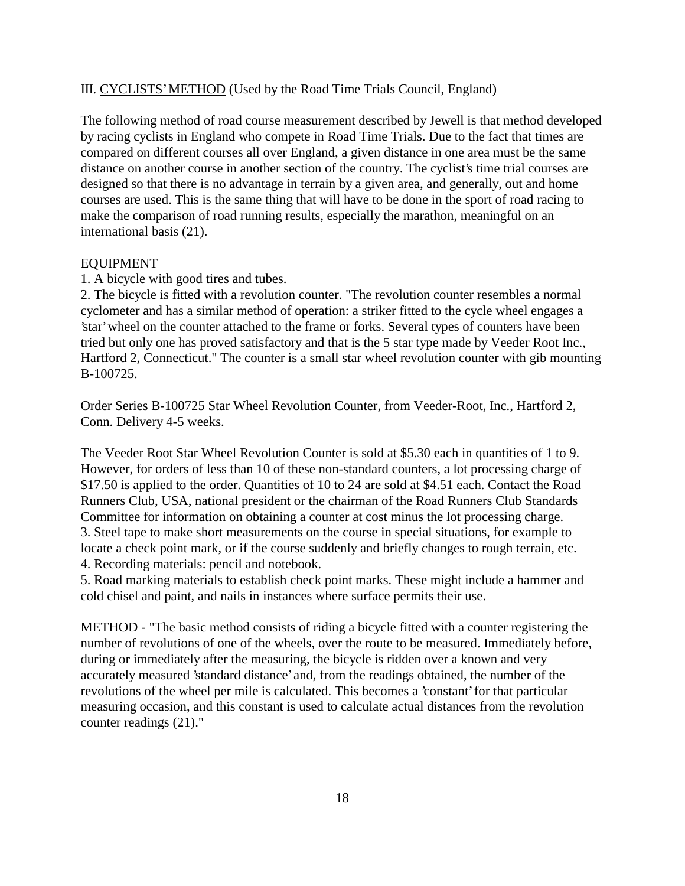III. <u>CYCLISTS' METHOD</u> (Used by the Road Time Trials Council, England)

The following method of road course measurement described by Jewell is that method developed by racing cyclists in England who compete in Road Time Trials. Due to the fact that times are compared on different courses all over England, a given distance in one area must be the same distance on another course in another section of the country. The cyclist's time trial courses are designed so that there is no advantage in terrain by a given area, and generally, out and home courses are used. This is the same thing that will have to be done in the sport of road racing to make the comparison of road running results, especially the marathon, meaningful on an international basis (21).

EQUIPMENT

1. A bicycle with good tires and tubes.
2. The bicycle is fitted with a revolution counter. "The revolution counter resembles a normal cyclometer and has a similar method of operation: a striker fitted to the cycle wheel engages a 'star' wheel on the counter attached to the frame or forks. Several types of counters have been tried but only one has proved satisfactory and that is the 5 star type made by Veeder Root Inc., Hartford 2, Connecticut." The counter is a small star wheel revolution counter with gib mounting B-100725.

Order Series B-100725 Star Wheel Revolution Counter, from Veeder-Root, Inc., Hartford 2, Conn. Delivery 4-5 weeks.

The Veeder Root Star Wheel Revolution Counter is sold at $5.30 each in quantities of 1 to 9. However, for orders of less than 10 of these non-standard counters, a lot processing charge of $17.50 is applied to the order. Quantities of 10 to 24 are sold at $4.51 each. Contact the Road Runners Club, USA, national president or the chairman of the Road Runners Club Standards Committee for information on obtaining a counter at cost minus the lot processing charge.

3. Steel tape to make short measurements on the course in special situations, for example to locate a check point mark, or if the course suddenly and briefly changes to rough terrain, etc.
4. Recording materials: pencil and notebook.
5. Road marking materials to establish check point marks. These might include a hammer and cold chisel and paint, and nails in instances where surface permits their use.

METHOD - "The basic method consists of riding a bicycle fitted with a counter registering the number of revolutions of one of the wheels, over the route to be measured. Immediately before, during or immediately after the measuring, the bicycle is ridden over a known and very accurately measured 'standard distance' and, from the readings obtained, the number of the revolutions of the wheel per mile is calculated. This becomes a 'constant' for that particular measuring occasion, and this constant is used to calculate actual distances from the revolution counter readings (21)."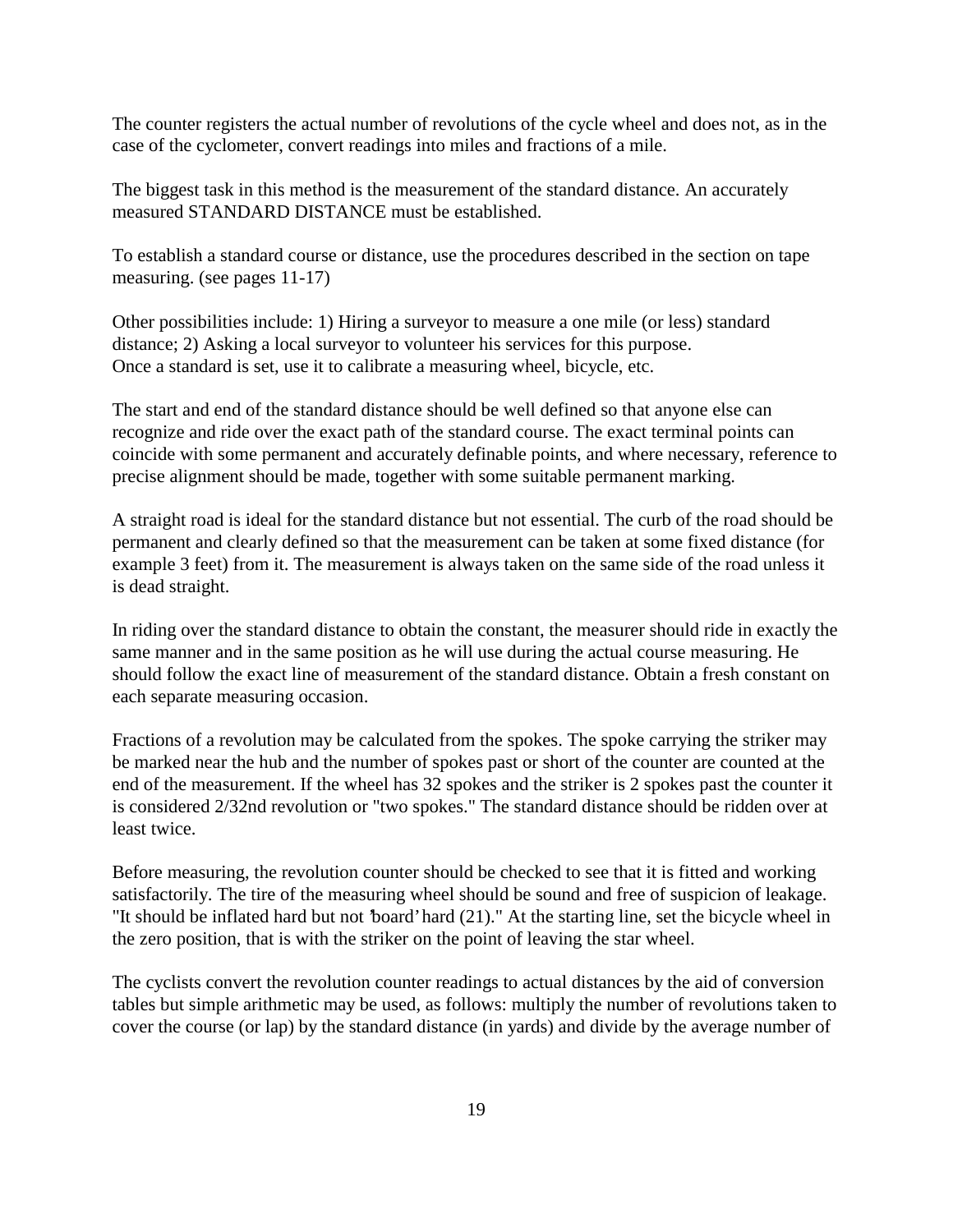The counter registers the actual number of revolutions of the cycle wheel and does not, as in the case of the cyclometer, convert readings into miles and fractions of a mile.

The biggest task in this method is the measurement of the standard distance. An accurately measured STANDARD DISTANCE must be established.

To establish a standard course or distance, use the procedures described in the section on tape measuring. (see pages 11-17)

Other possibilities include: 1) Hiring a surveyor to measure a one mile (or less) standard distance; 2) Asking a local surveyor to volunteer his services for this purpose.
Once a standard is set, use it to calibrate a measuring wheel, bicycle, etc.

The start and end of the standard distance should be well defined so that anyone else can recognize and ride over the exact path of the standard course. The exact terminal points can coincide with some permanent and accurately definable points, and where necessary, reference to precise alignment should be made, together with some suitable permanent marking.

A straight road is ideal for the standard distance but not essential. The curb of the road should be permanent and clearly defined so that the measurement can be taken at some fixed distance (for example 3 feet) from it. The measurement is always taken on the same side of the road unless it is dead straight.

In riding over the standard distance to obtain the constant, the measurer should ride in exactly the same manner and in the same position as he will use during the actual course measuring. He should follow the exact line of measurement of the standard distance. Obtain a fresh constant on each separate measuring occasion.

Fractions of a revolution may be calculated from the spokes. The spoke carrying the striker may be marked near the hub and the number of spokes past or short of the counter are counted at the end of the measurement. If the wheel has 32 spokes and the striker is 2 spokes past the counter it is considered 2/32nd revolution or "two spokes." The standard distance should be ridden over at least twice.

Before measuring, the revolution counter should be checked to see that it is fitted and working satisfactorily. The tire of the measuring wheel should be sound and free of suspicion of leakage. "It should be inflated hard but not 'board' hard (21)." At the starting line, set the bicycle wheel in the zero position, that is with the striker on the point of leaving the star wheel.

The cyclists convert the revolution counter readings to actual distances by the aid of conversion tables but simple arithmetic may be used, as follows: multiply the number of revolutions taken to cover the course (or lap) by the standard distance (in yards) and divide by the average number of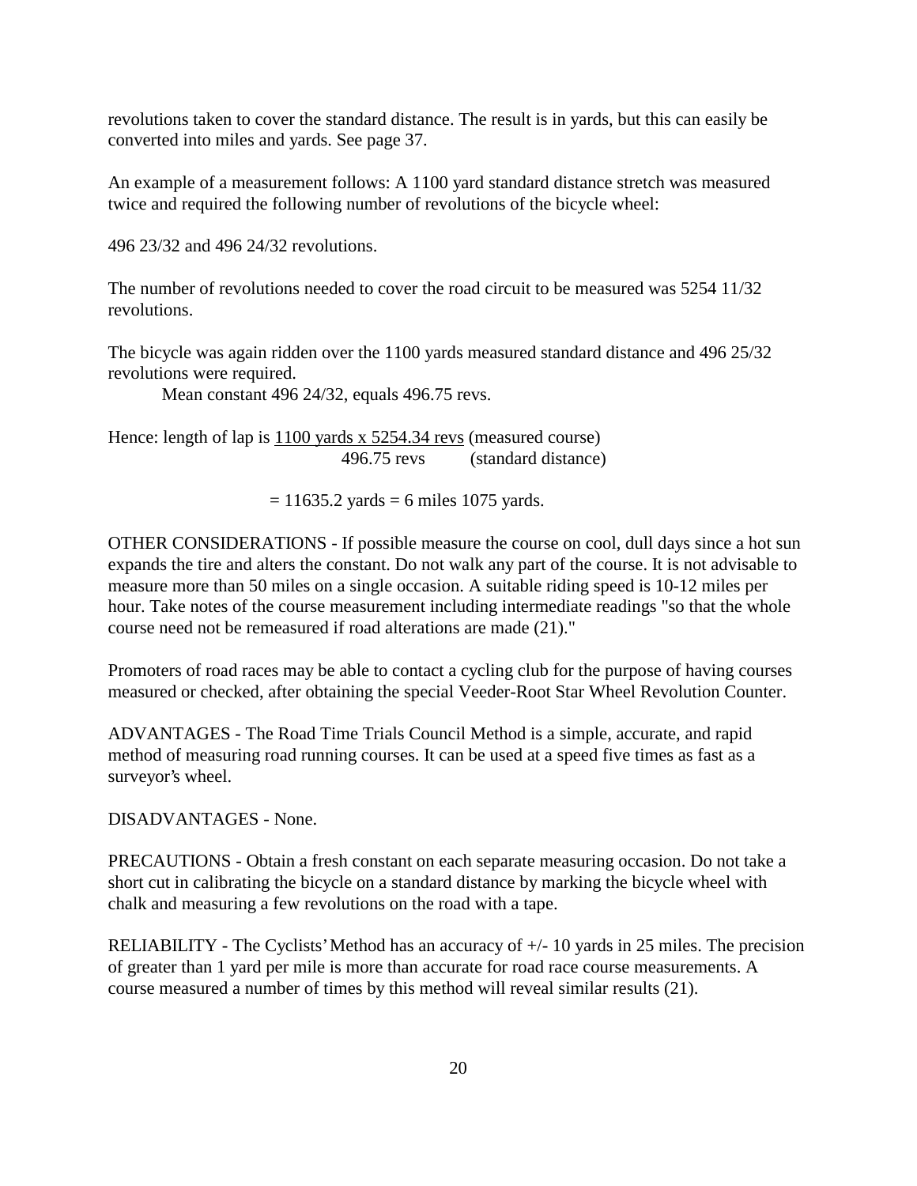revolutions taken to cover the standard distance. The result is in yards, but this can easily be converted into miles and yards. See page 37.

An example of a measurement follows: A 1100 yard standard distance stretch was measured twice and required the following number of revolutions of the bicycle wheel:

496 23/32 and 496 24/32 revolutions.

The number of revolutions needed to cover the road circuit to be measured was 5254 11/32 revolutions.

The bicycle was again ridden over the 1100 yards measured standard distance and 496 25/32 revolutions were required.

Mean constant 496 24/32, equals 496.75 revs.

Hence: length of lap is

$$\frac{1100 \text{ yards} \times 5254.34 \text{ revs (measured course)}}{496.75 \text{ revs (standard distance)}}$$

$= 11635.2$ yards $= 6$ miles 1075 yards.

OTHER CONSIDERATIONS - If possible measure the course on cool, dull days since a hot sun expands the tire and alters the constant. Do not walk any part of the course. It is not advisable to measure more than 50 miles on a single occasion. A suitable riding speed is 10-12 miles per hour. Take notes of the course measurement including intermediate readings "so that the whole course need not be remeasured if road alterations are made (21)."

Promoters of road races may be able to contact a cycling club for the purpose of having courses measured or checked, after obtaining the special Veeder-Root Star Wheel Revolution Counter.

ADVANTAGES - The Road Time Trials Council Method is a simple, accurate, and rapid method of measuring road running courses. It can be used at a speed five times as fast as a surveyor's wheel.

DISADVANTAGES - None.

PRECAUTIONS - Obtain a fresh constant on each separate measuring occasion. Do not take a short cut in calibrating the bicycle on a standard distance by marking the bicycle wheel with chalk and measuring a few revolutions on the road with a tape.

RELIABILITY - The Cyclists' Method has an accuracy of +/- 10 yards in 25 miles. The precision of greater than 1 yard per mile is more than accurate for road race course measurements. A course measured a number of times by this method will reveal similar results (21).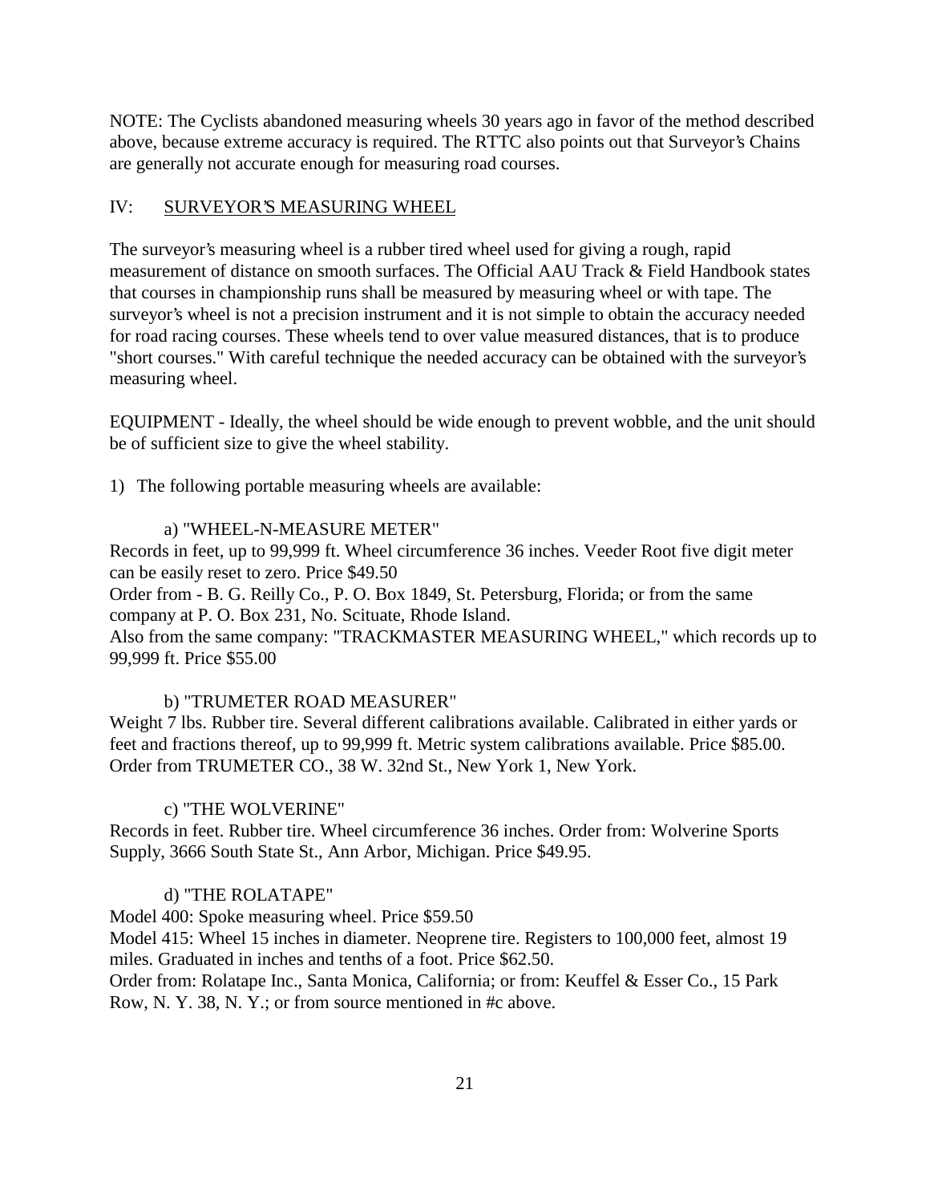NOTE: The Cyclists abandoned measuring wheels 30 years ago in favor of the method described above, because extreme accuracy is required. The RTTC also points out that Surveyor's Chains are generally not accurate enough for measuring road courses.

## IV: <u>SURVEYOR'S MEASURING WHEEL</u>

The surveyor's measuring wheel is a rubber tired wheel used for giving a rough, rapid measurement of distance on smooth surfaces. The Official AAU Track & Field Handbook states that courses in championship runs shall be measured by measuring wheel or with tape. The surveyor's wheel is not a precision instrument and it is not simple to obtain the accuracy needed for road racing courses. These wheels tend to over value measured distances, that is to produce "short courses." With careful technique the needed accuracy can be obtained with the surveyor's measuring wheel.

EQUIPMENT - Ideally, the wheel should be wide enough to prevent wobble, and the unit should be of sufficient size to give the wheel stability.

1) The following portable measuring wheels are available:

a) "WHEEL-N-MEASURE METER"

Records in feet, up to 99,999 ft. Wheel circumference 36 inches. Veeder Root five digit meter can be easily reset to zero. Price $49.50
Order from - B. G. Reilly Co., P. O. Box 1849, St. Petersburg, Florida; or from the same company at P. O. Box 231, No. Scituate, Rhode Island.
Also from the same company: "TRACKMASTER MEASURING WHEEL," which records up to 99,999 ft. Price $55.00

b) "TRUMETER ROAD MEASURER"

Weight 7 lbs. Rubber tire. Several different calibrations available. Calibrated in either yards or feet and fractions thereof, up to 99,999 ft. Metric system calibrations available. Price $85.00. Order from TRUMETER CO., 38 W. 32nd St., New York 1, New York.

c) "THE WOLVERINE"

Records in feet. Rubber tire. Wheel circumference 36 inches. Order from: Wolverine Sports Supply, 3666 South State St., Ann Arbor, Michigan. Price $49.95.

d) "THE ROLATAPE"

Model 400: Spoke measuring wheel. Price $59.50
Model 415: Wheel 15 inches in diameter. Neoprene tire. Registers to 100,000 feet, almost 19 miles. Graduated in inches and tenths of a foot. Price $62.50.
Order from: Rolatape Inc., Santa Monica, California; or from: Keuffel & Esser Co., 15 Park Row, N. Y. 38, N. Y.; or from source mentioned in #c above.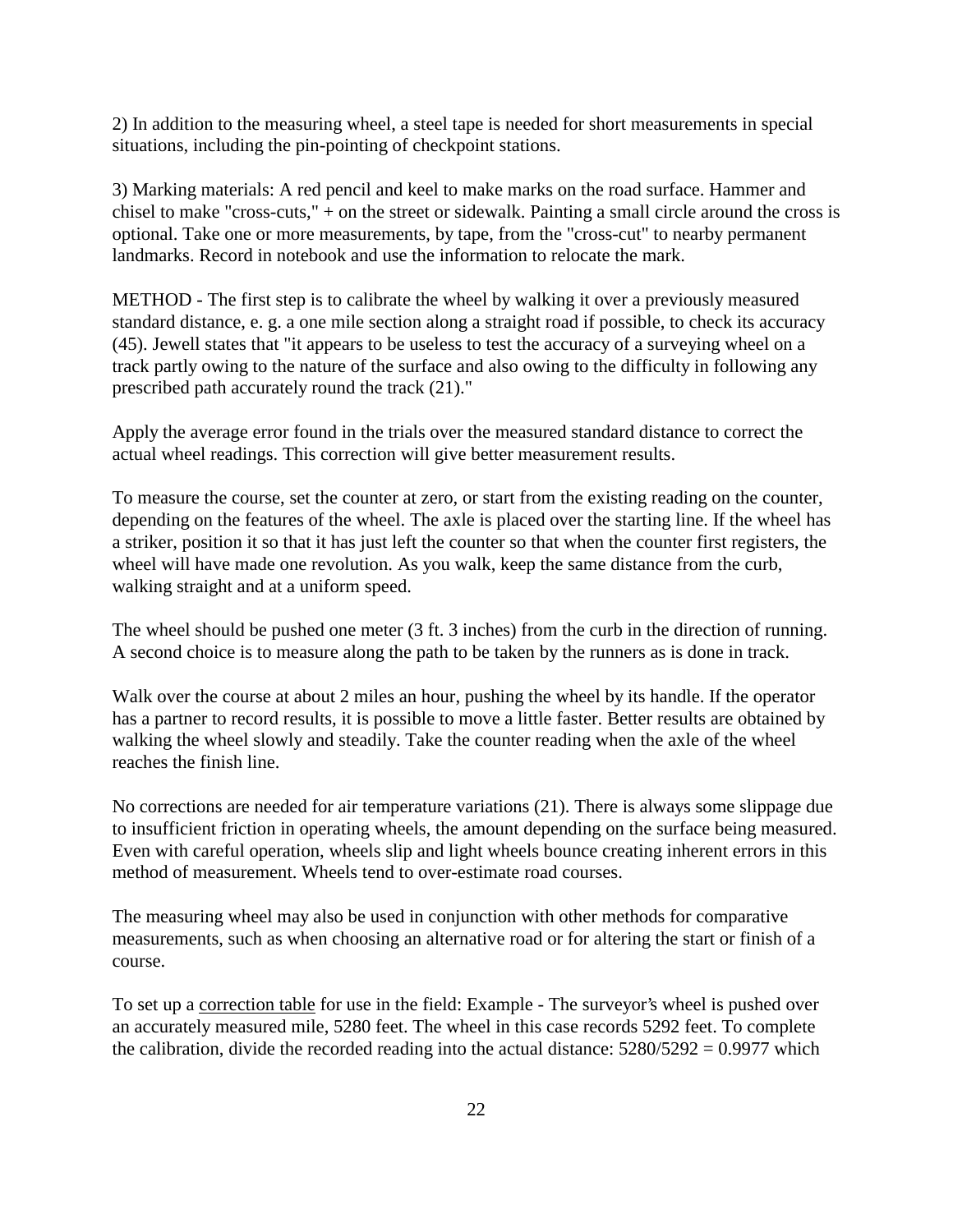2) In addition to the measuring wheel, a steel tape is needed for short measurements in special situations, including the pin-pointing of checkpoint stations.

3) Marking materials: A red pencil and keel to make marks on the road surface. Hammer and chisel to make "cross-cuts," + on the street or sidewalk. Painting a small circle around the cross is optional. Take one or more measurements, by tape, from the "cross-cut" to nearby permanent landmarks. Record in notebook and use the information to relocate the mark.

METHOD - The first step is to calibrate the wheel by walking it over a previously measured standard distance, e. g. a one mile section along a straight road if possible, to check its accuracy (45). Jewell states that "it appears to be useless to test the accuracy of a surveying wheel on a track partly owing to the nature of the surface and also owing to the difficulty in following any prescribed path accurately round the track (21)."

Apply the average error found in the trials over the measured standard distance to correct the actual wheel readings. This correction will give better measurement results.

To measure the course, set the counter at zero, or start from the existing reading on the counter, depending on the features of the wheel. The axle is placed over the starting line. If the wheel has a striker, position it so that it has just left the counter so that when the counter first registers, the wheel will have made one revolution. As you walk, keep the same distance from the curb, walking straight and at a uniform speed.

The wheel should be pushed one meter (3 ft. 3 inches) from the curb in the direction of running. A second choice is to measure along the path to be taken by the runners as is done in track.

Walk over the course at about 2 miles an hour, pushing the wheel by its handle. If the operator has a partner to record results, it is possible to move a little faster. Better results are obtained by walking the wheel slowly and steadily. Take the counter reading when the axle of the wheel reaches the finish line.

No corrections are needed for air temperature variations (21). There is always some slippage due to insufficient friction in operating wheels, the amount depending on the surface being measured. Even with careful operation, wheels slip and light wheels bounce creating inherent errors in this method of measurement. Wheels tend to over-estimate road courses.

The measuring wheel may also be used in conjunction with other methods for comparative measurements, such as when choosing an alternative road or for altering the start or finish of a course.

To set up a correction table for use in the field: Example - The surveyor's wheel is pushed over an accurately measured mile, 5280 feet. The wheel in this case records 5292 feet. To complete the calibration, divide the recorded reading into the actual distance: 5280/5292 = 0.9977 which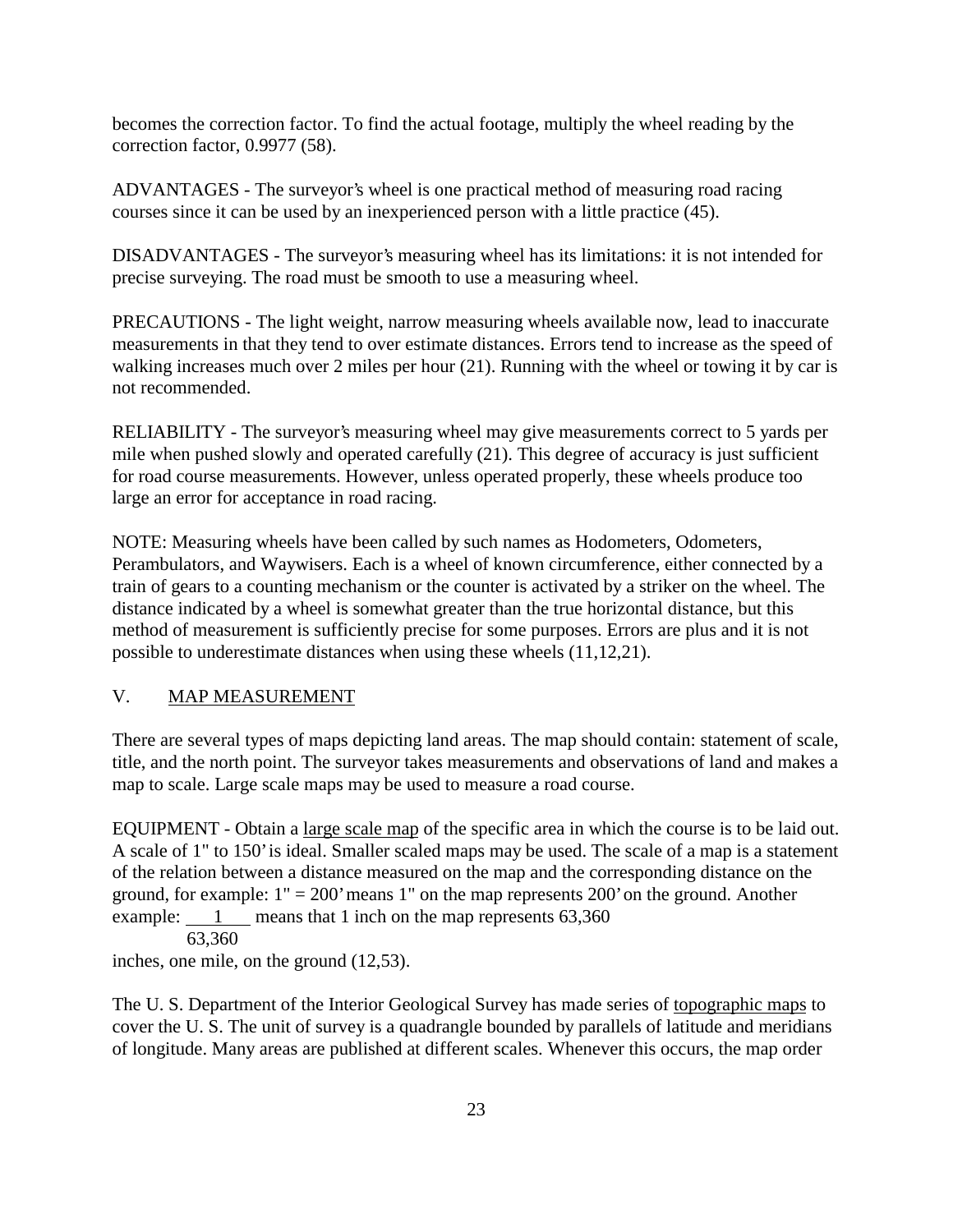becomes the correction factor. To find the actual footage, multiply the wheel reading by the correction factor, 0.9977 (58).

ADVANTAGES - The surveyor's wheel is one practical method of measuring road racing courses since it can be used by an inexperienced person with a little practice (45).

DISADVANTAGES - The surveyor's measuring wheel has its limitations: it is not intended for precise surveying. The road must be smooth to use a measuring wheel.

PRECAUTIONS - The light weight, narrow measuring wheels available now, lead to inaccurate measurements in that they tend to over estimate distances. Errors tend to increase as the speed of walking increases much over 2 miles per hour (21). Running with the wheel or towing it by car is not recommended.

RELIABILITY - The surveyor's measuring wheel may give measurements correct to 5 yards per mile when pushed slowly and operated carefully (21). This degree of accuracy is just sufficient for road course measurements. However, unless operated properly, these wheels produce too large an error for acceptance in road racing.

NOTE: Measuring wheels have been called by such names as Hodometers, Odometers, Perambulators, and Waywisers. Each is a wheel of known circumference, either connected by a train of gears to a counting mechanism or the counter is activated by a striker on the wheel. The distance indicated by a wheel is somewhat greater than the true horizontal distance, but this method of measurement is sufficiently precise for some purposes. Errors are plus and it is not possible to underestimate distances when using these wheels (11,12,21).

## V. MAP MEASUREMENT

There are several types of maps depicting land areas. The map should contain: statement of scale, title, and the north point. The surveyor takes measurements and observations of land and makes a map to scale. Large scale maps may be used to measure a road course.

EQUIPMENT - Obtain a large scale map of the specific area in which the course is to be laid out. A scale of 1" to 150' is ideal. Smaller scaled maps may be used. The scale of a map is a statement of the relation between a distance measured on the map and the corresponding distance on the ground, for example: 1" = 200' means 1" on the map represents 200' on the ground. Another example: $\frac{1}{63,360}$ means that 1 inch on the map represents 63,360 inches, one mile, on the ground (12,53).

The U. S. Department of the Interior Geological Survey has made series of topographic maps to cover the U. S. The unit of survey is a quadrangle bounded by parallels of latitude and meridians of longitude. Many areas are published at different scales. Whenever this occurs, the map order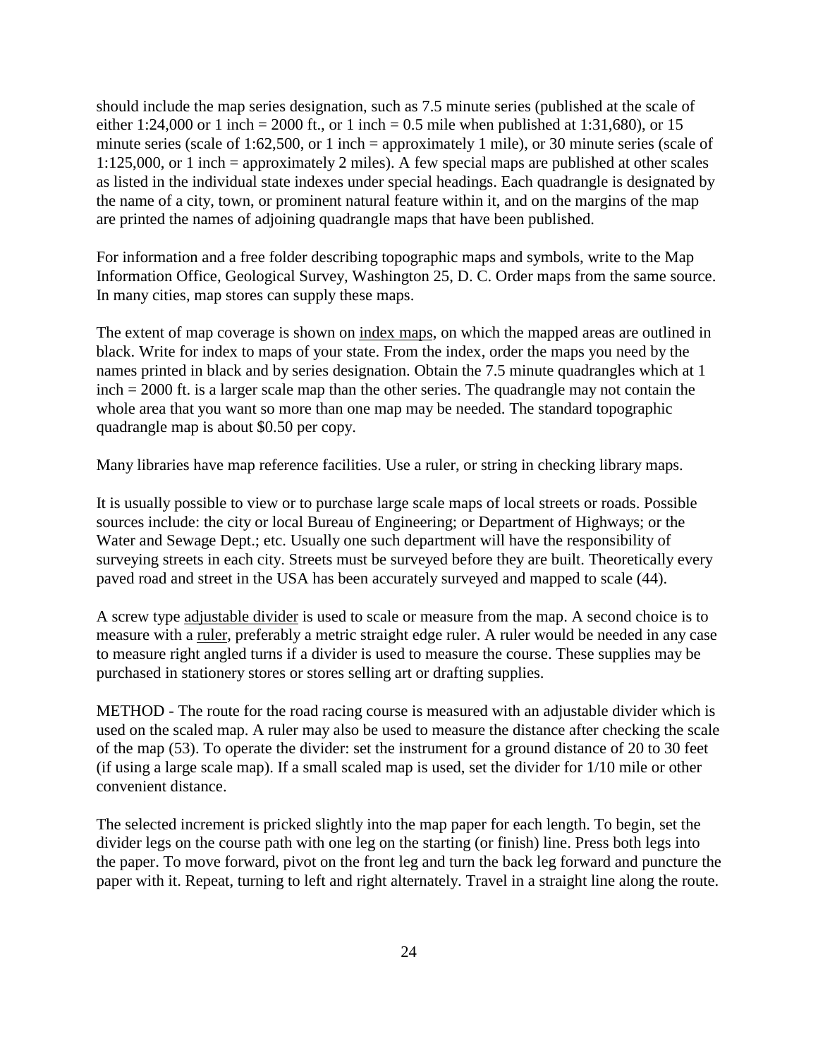should include the map series designation, such as 7.5 minute series (published at the scale of either 1:24,000 or 1 inch = 2000 ft., or 1 inch = 0.5 mile when published at 1:31,680), or 15 minute series (scale of 1:62,500, or 1 inch = approximately 1 mile), or 30 minute series (scale of 1:125,000, or 1 inch = approximately 2 miles). A few special maps are published at other scales as listed in the individual state indexes under special headings. Each quadrangle is designated by the name of a city, town, or prominent natural feature within it, and on the margins of the map are printed the names of adjoining quadrangle maps that have been published.

For information and a free folder describing topographic maps and symbols, write to the Map Information Office, Geological Survey, Washington 25, D. C. Order maps from the same source. In many cities, map stores can supply these maps.

The extent of map coverage is shown on <u>index maps</u>, on which the mapped areas are outlined in black. Write for index to maps of your state. From the index, order the maps you need by the names printed in black and by series designation. Obtain the 7.5 minute quadrangles which at 1 inch = 2000 ft. is a larger scale map than the other series. The quadrangle may not contain the whole area that you want so more than one map may be needed. The standard topographic quadrangle map is about $0.50 per copy.

Many libraries have map reference facilities. Use a ruler, or string in checking library maps.

It is usually possible to view or to purchase large scale maps of local streets or roads. Possible sources include: the city or local Bureau of Engineering; or Department of Highways; or the Water and Sewage Dept.; etc. Usually one such department will have the responsibility of surveying streets in each city. Streets must be surveyed before they are built. Theoretically every paved road and street in the USA has been accurately surveyed and mapped to scale (44).

A screw type <u>adjustable divider</u> is used to scale or measure from the map. A second choice is to measure with a <u>ruler</u>, preferably a metric straight edge ruler. A ruler would be needed in any case to measure right angled turns if a divider is used to measure the course. These supplies may be purchased in stationery stores or stores selling art or drafting supplies.

METHOD - The route for the road racing course is measured with an adjustable divider which is used on the scaled map. A ruler may also be used to measure the distance after checking the scale of the map (53). To operate the divider: set the instrument for a ground distance of 20 to 30 feet (if using a large scale map). If a small scaled map is used, set the divider for 1/10 mile or other convenient distance.

The selected increment is pricked slightly into the map paper for each length. To begin, set the divider legs on the course path with one leg on the starting (or finish) line. Press both legs into the paper. To move forward, pivot on the front leg and turn the back leg forward and puncture the paper with it. Repeat, turning to left and right alternately. Travel in a straight line along the route.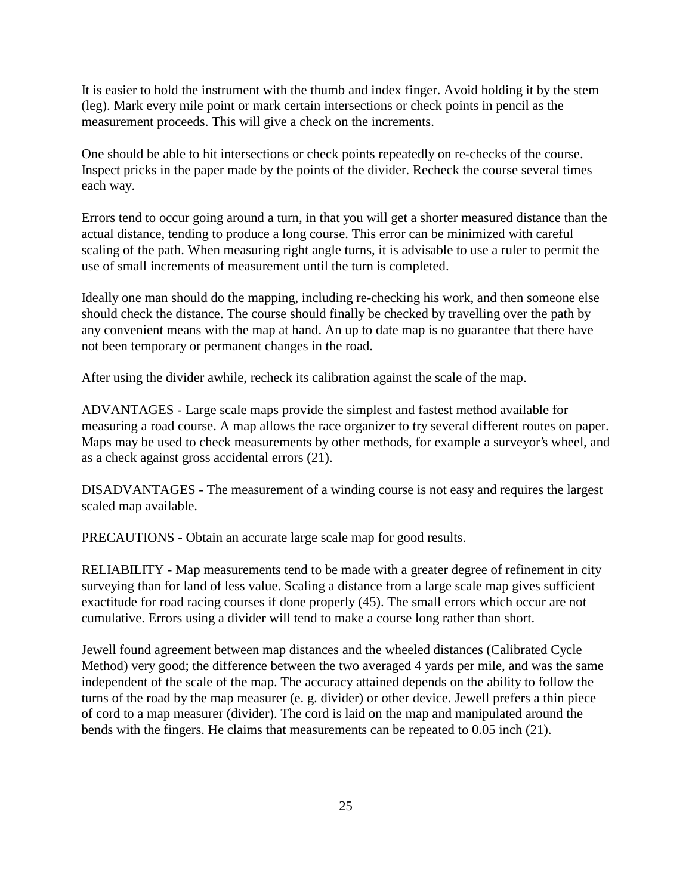It is easier to hold the instrument with the thumb and index finger. Avoid holding it by the stem (leg). Mark every mile point or mark certain intersections or check points in pencil as the measurement proceeds. This will give a check on the increments.

One should be able to hit intersections or check points repeatedly on re-checks of the course. Inspect pricks in the paper made by the points of the divider. Recheck the course several times each way.

Errors tend to occur going around a turn, in that you will get a shorter measured distance than the actual distance, tending to produce a long course. This error can be minimized with careful scaling of the path. When measuring right angle turns, it is advisable to use a ruler to permit the use of small increments of measurement until the turn is completed.

Ideally one man should do the mapping, including re-checking his work, and then someone else should check the distance. The course should finally be checked by travelling over the path by any convenient means with the map at hand. An up to date map is no guarantee that there have not been temporary or permanent changes in the road.

After using the divider awhile, recheck its calibration against the scale of the map.

ADVANTAGES - Large scale maps provide the simplest and fastest method available for measuring a road course. A map allows the race organizer to try several different routes on paper. Maps may be used to check measurements by other methods, for example a surveyor's wheel, and as a check against gross accidental errors (21).

DISADVANTAGES - The measurement of a winding course is not easy and requires the largest scaled map available.

PRECAUTIONS - Obtain an accurate large scale map for good results.

RELIABILITY - Map measurements tend to be made with a greater degree of refinement in city surveying than for land of less value. Scaling a distance from a large scale map gives sufficient exactitude for road racing courses if done properly (45). The small errors which occur are not cumulative. Errors using a divider will tend to make a course long rather than short.

Jewell found agreement between map distances and the wheeled distances (Calibrated Cycle Method) very good; the difference between the two averaged 4 yards per mile, and was the same independent of the scale of the map. The accuracy attained depends on the ability to follow the turns of the road by the map measurer (e. g. divider) or other device. Jewell prefers a thin piece of cord to a map measurer (divider). The cord is laid on the map and manipulated around the bends with the fingers. He claims that measurements can be repeated to 0.05 inch (21).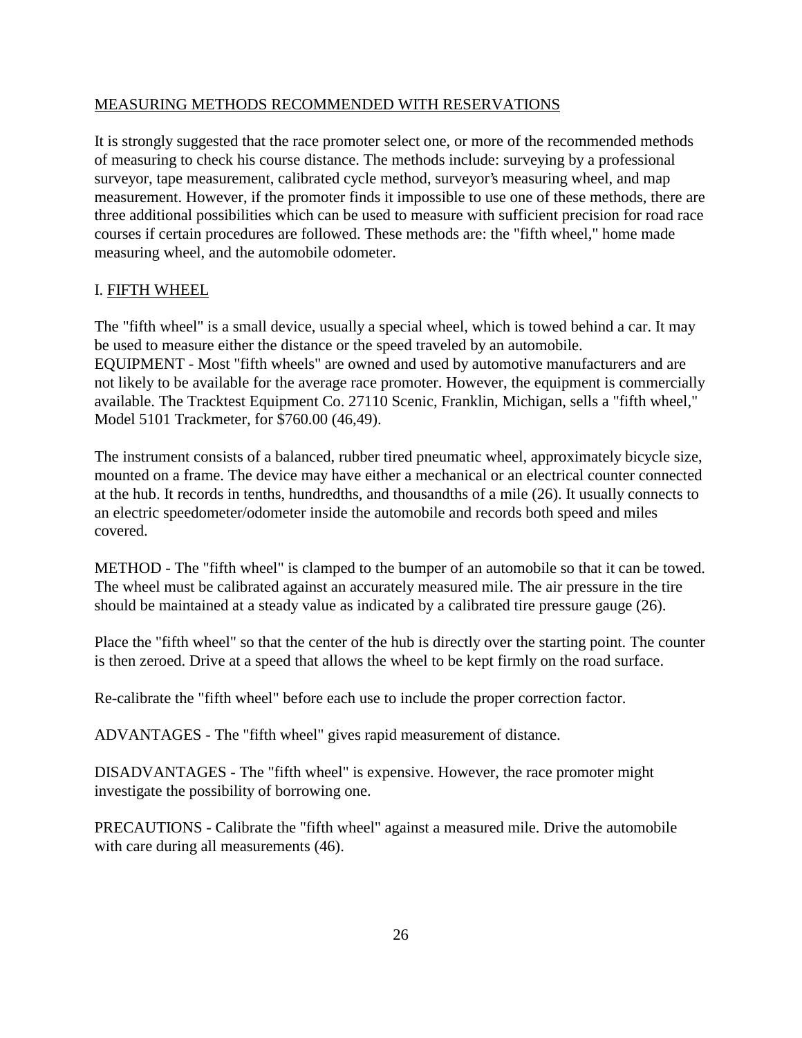## MEASURING METHODS RECOMMENDED WITH RESERVATIONS

It is strongly suggested that the race promoter select one, or more of the recommended methods of measuring to check his course distance. The methods include: surveying by a professional surveyor, tape measurement, calibrated cycle method, surveyor's measuring wheel, and map measurement. However, if the promoter finds it impossible to use one of these methods, there are three additional possibilities which can be used to measure with sufficient precision for road race courses if certain procedures are followed. These methods are: the "fifth wheel," home made measuring wheel, and the automobile odometer.

### I. FIFTH WHEEL

The "fifth wheel" is a small device, usually a special wheel, which is towed behind a car. It may be used to measure either the distance or the speed traveled by an automobile.
EQUIPMENT - Most "fifth wheels" are owned and used by automotive manufacturers and are not likely to be available for the average race promoter. However, the equipment is commercially available. The Tracktest Equipment Co. 27110 Scenic, Franklin, Michigan, sells a "fifth wheel," Model 5101 Trackmeter, for $760.00 (46,49).

The instrument consists of a balanced, rubber tired pneumatic wheel, approximately bicycle size, mounted on a frame. The device may have either a mechanical or an electrical counter connected at the hub. It records in tenths, hundredths, and thousandths of a mile (26). It usually connects to an electric speedometer/odometer inside the automobile and records both speed and miles covered.

METHOD - The "fifth wheel" is clamped to the bumper of an automobile so that it can be towed. The wheel must be calibrated against an accurately measured mile. The air pressure in the tire should be maintained at a steady value as indicated by a calibrated tire pressure gauge (26).

Place the "fifth wheel" so that the center of the hub is directly over the starting point. The counter is then zeroed. Drive at a speed that allows the wheel to be kept firmly on the road surface.

Re-calibrate the "fifth wheel" before each use to include the proper correction factor.

ADVANTAGES - The "fifth wheel" gives rapid measurement of distance.

DISADVANTAGES - The "fifth wheel" is expensive. However, the race promoter might investigate the possibility of borrowing one.

PRECAUTIONS - Calibrate the "fifth wheel" against a measured mile. Drive the automobile with care during all measurements (46).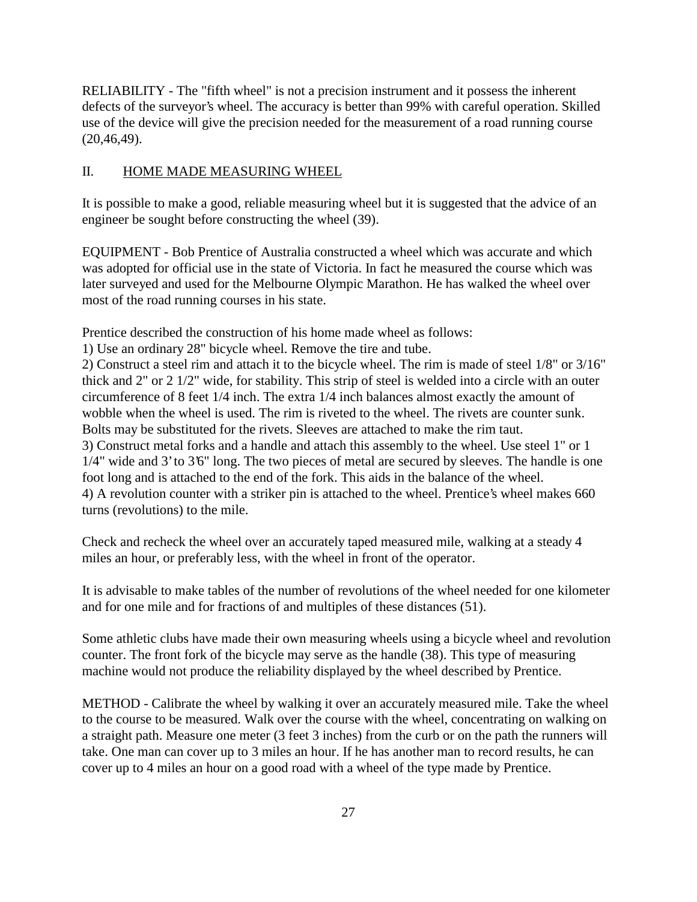RELIABILITY - The "fifth wheel" is not a precision instrument and it possess the inherent defects of the surveyor's wheel. The accuracy is better than 99% with careful operation. Skilled use of the device will give the precision needed for the measurement of a road running course (20,46,49).

## II. <u>HOME MADE MEASURING WHEEL</u>

It is possible to make a good, reliable measuring wheel but it is suggested that the advice of an engineer be sought before constructing the wheel (39).

EQUIPMENT - Bob Prentice of Australia constructed a wheel which was accurate and which was adopted for official use in the state of Victoria. In fact he measured the course which was later surveyed and used for the Melbourne Olympic Marathon. He has walked the wheel over most of the road running courses in his state.

Prentice described the construction of his home made wheel as follows:

1) Use an ordinary 28" bicycle wheel. Remove the tire and tube.
2) Construct a steel rim and attach it to the bicycle wheel. The rim is made of steel 1/8" or 3/16" thick and 2" or 2 1/2" wide, for stability. This strip of steel is welded into a circle with an outer circumference of 8 feet 1/4 inch. The extra 1/4 inch balances almost exactly the amount of wobble when the wheel is used. The rim is riveted to the wheel. The rivets are counter sunk. Bolts may be substituted for the rivets. Sleeves are attached to make the rim taut.
3) Construct metal forks and a handle and attach this assembly to the wheel. Use steel 1" or 1 1/4" wide and 3' to 3'6" long. The two pieces of metal are secured by sleeves. The handle is one foot long and is attached to the end of the fork. This aids in the balance of the wheel.
4) A revolution counter with a striker pin is attached to the wheel. Prentice's wheel makes 660 turns (revolutions) to the mile.

Check and recheck the wheel over an accurately taped measured mile, walking at a steady 4 miles an hour, or preferably less, with the wheel in front of the operator.

It is advisable to make tables of the number of revolutions of the wheel needed for one kilometer and for one mile and for fractions of and multiples of these distances (51).

Some athletic clubs have made their own measuring wheels using a bicycle wheel and revolution counter. The front fork of the bicycle may serve as the handle (38). This type of measuring machine would not produce the reliability displayed by the wheel described by Prentice.

METHOD - Calibrate the wheel by walking it over an accurately measured mile. Take the wheel to the course to be measured. Walk over the course with the wheel, concentrating on walking on a straight path. Measure one meter (3 feet 3 inches) from the curb or on the path the runners will take. One man can cover up to 3 miles an hour. If he has another man to record results, he can cover up to 4 miles an hour on a good road with a wheel of the type made by Prentice.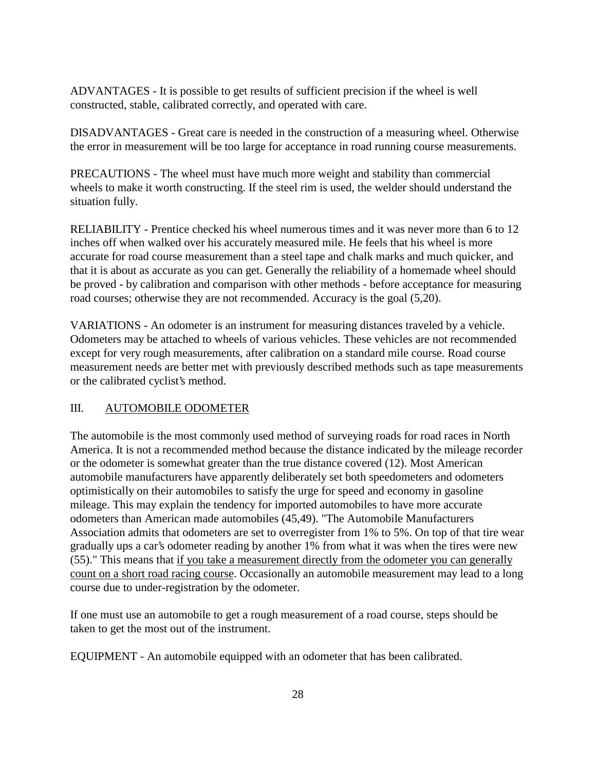ADVANTAGES - It is possible to get results of sufficient precision if the wheel is well constructed, stable, calibrated correctly, and operated with care.

DISADVANTAGES - Great care is needed in the construction of a measuring wheel. Otherwise the error in measurement will be too large for acceptance in road running course measurements.

PRECAUTIONS - The wheel must have much more weight and stability than commercial wheels to make it worth constructing. If the steel rim is used, the welder should understand the situation fully.

RELIABILITY - Prentice checked his wheel numerous times and it was never more than 6 to 12 inches off when walked over his accurately measured mile. He feels that his wheel is more accurate for road course measurement than a steel tape and chalk marks and much quicker, and that it is about as accurate as you can get. Generally the reliability of a homemade wheel should be proved - by calibration and comparison with other methods - before acceptance for measuring road courses; otherwise they are not recommended. Accuracy is the goal (5,20).

VARIATIONS - An odometer is an instrument for measuring distances traveled by a vehicle. Odometers may be attached to wheels of various vehicles. These vehicles are not recommended except for very rough measurements, after calibration on a standard mile course. Road course measurement needs are better met with previously described methods such as tape measurements or the calibrated cyclist's method.

## III. <u>AUTOMOBILE ODOMETER</u>

The automobile is the most commonly used method of surveying roads for road races in North America. It is not a recommended method because the distance indicated by the mileage recorder or the odometer is somewhat greater than the true distance covered (12). Most American automobile manufacturers have apparently deliberately set both speedometers and odometers optimistically on their automobiles to satisfy the urge for speed and economy in gasoline mileage. This may explain the tendency for imported automobiles to have more accurate odometers than American made automobiles (45,49). "The Automobile Manufacturers Association admits that odometers are set to overregister from 1% to 5%. On top of that tire wear gradually ups a car's odometer reading by another 1% from what it was when the tires were new (55)." This means that <u>if you take a measurement directly from the odometer you can generally count on a short road racing course</u>. Occasionally an automobile measurement may lead to a long course due to under-registration by the odometer.

If one must use an automobile to get a rough measurement of a road course, steps should be taken to get the most out of the instrument.

EQUIPMENT - An automobile equipped with an odometer that has been calibrated.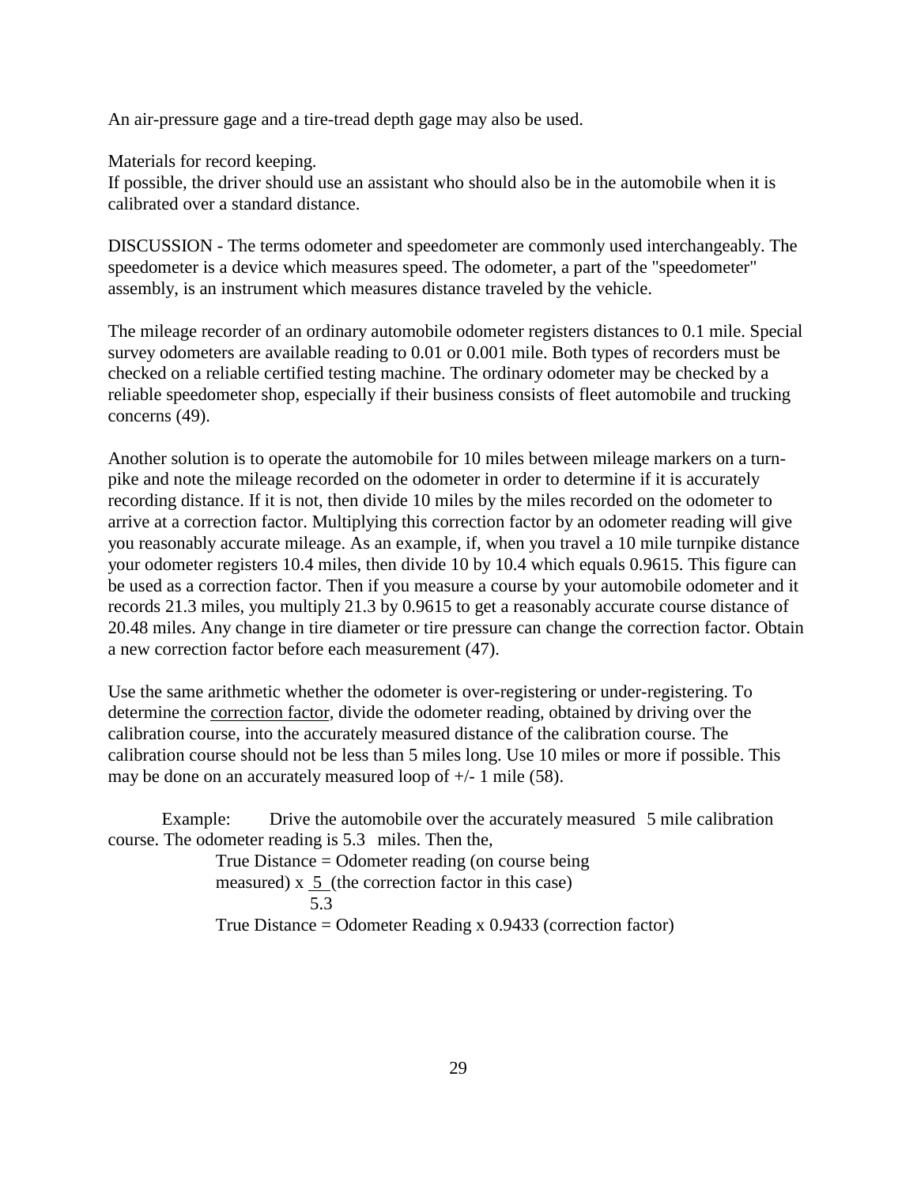An air-pressure gage and a tire-tread depth gage may also be used.

Materials for record keeping.
If possible, the driver should use an assistant who should also be in the automobile when it is calibrated over a standard distance.

DISCUSSION - The terms odometer and speedometer are commonly used interchangeably. The speedometer is a device which measures speed. The odometer, a part of the "speedometer" assembly, is an instrument which measures distance traveled by the vehicle.

The mileage recorder of an ordinary automobile odometer registers distances to 0.1 mile. Special survey odometers are available reading to 0.01 or 0.001 mile. Both types of recorders must be checked on a reliable certified testing machine. The ordinary odometer may be checked by a reliable speedometer shop, especially if their business consists of fleet automobile and trucking concerns (49).

Another solution is to operate the automobile for 10 miles between mileage markers on a turnpike and note the mileage recorded on the odometer in order to determine if it is accurately recording distance. If it is not, then divide 10 miles by the miles recorded on the odometer to arrive at a correction factor. Multiplying this correction factor by an odometer reading will give you reasonably accurate mileage. As an example, if, when you travel a 10 mile turnpike distance your odometer registers 10.4 miles, then divide 10 by 10.4 which equals 0.9615. This figure can be used as a correction factor. Then if you measure a course by your automobile odometer and it records 21.3 miles, you multiply 21.3 by 0.9615 to get a reasonably accurate course distance of 20.48 miles. Any change in tire diameter or tire pressure can change the correction factor. Obtain a new correction factor before each measurement (47).

Use the same arithmetic whether the odometer is over-registering or under-registering. To determine the <u>correction factor</u>, divide the odometer reading, obtained by driving over the calibration course, into the accurately measured distance of the calibration course. The calibration course should not be less than 5 miles long. Use 10 miles or more if possible. This may be done on an accurately measured loop of +/- 1 mile (58).

Example: Drive the automobile over the accurately measured 5 mile calibration course. The odometer reading is 5.3 miles. Then the,

$$\text{True Distance} = \text{Odometer reading (on course being measured)} \times \frac{5}{5.3} \text{ (the correction factor in this case)}$$

True Distance = Odometer Reading x 0.9433 (correction factor)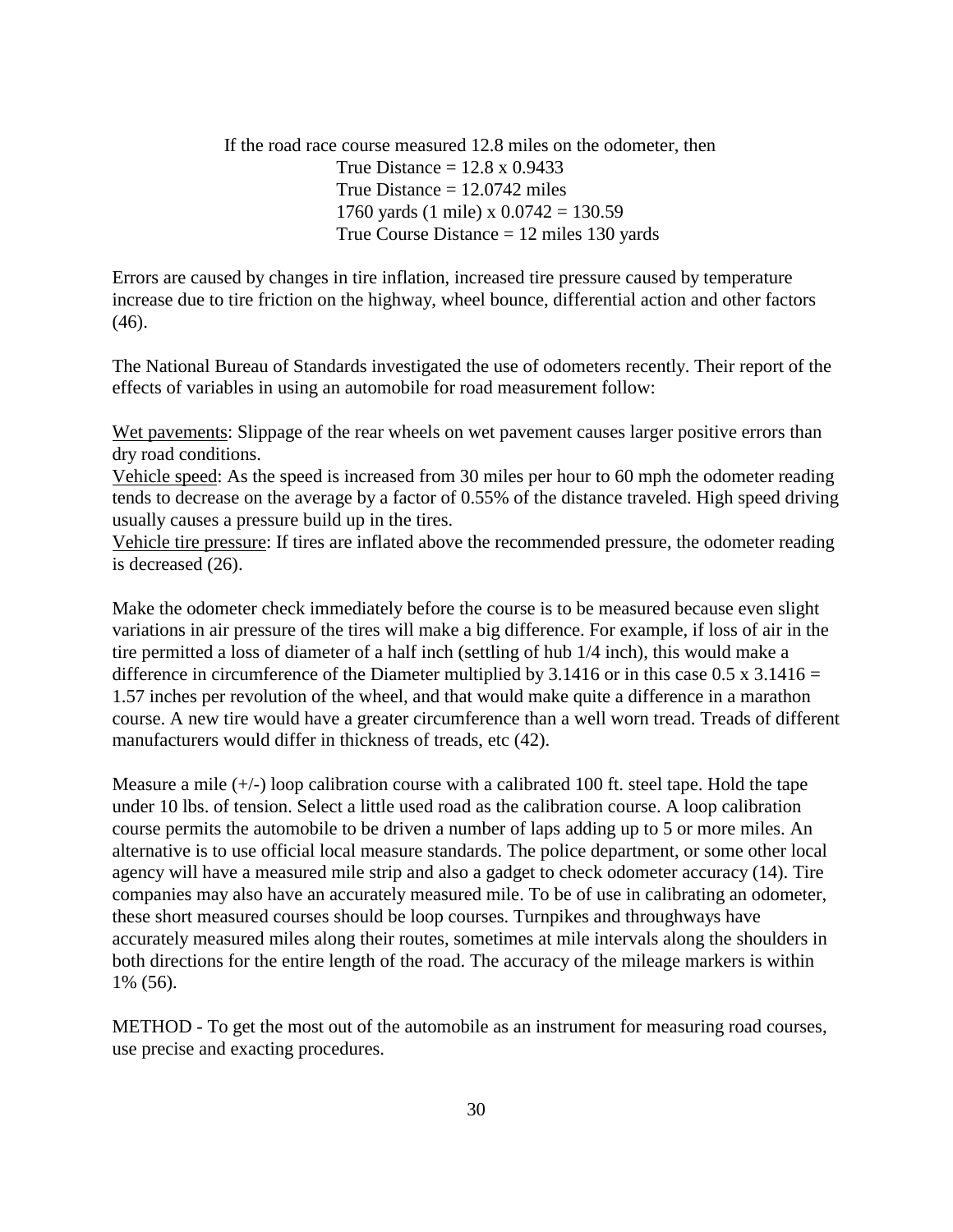If the road race course measured 12.8 miles on the odometer, then

True Distance = 12.8 x 0.9433

True Distance = 12.0742 miles

1760 yards (1 mile) x 0.0742 = 130.59

True Course Distance = 12 miles 130 yards

Errors are caused by changes in tire inflation, increased tire pressure caused by temperature increase due to tire friction on the highway, wheel bounce, differential action and other factors (46).

The National Bureau of Standards investigated the use of odometers recently. Their report of the effects of variables in using an automobile for road measurement follow:

Wet pavements: Slippage of the rear wheels on wet pavement causes larger positive errors than dry road conditions.
Vehicle speed: As the speed is increased from 30 miles per hour to 60 mph the odometer reading tends to decrease on the average by a factor of 0.55% of the distance traveled. High speed driving usually causes a pressure build up in the tires.
Vehicle tire pressure: If tires are inflated above the recommended pressure, the odometer reading is decreased (26).

Make the odometer check immediately before the course is to be measured because even slight variations in air pressure of the tires will make a big difference. For example, if loss of air in the tire permitted a loss of diameter of a half inch (settling of hub 1/4 inch), this would make a difference in circumference of the Diameter multiplied by 3.1416 or in this case 0.5 x 3.1416 = 1.57 inches per revolution of the wheel, and that would make quite a difference in a marathon course. A new tire would have a greater circumference than a well worn tread. Treads of different manufacturers would differ in thickness of treads, etc (42).

Measure a mile (+/-) loop calibration course with a calibrated 100 ft. steel tape. Hold the tape under 10 lbs. of tension. Select a little used road as the calibration course. A loop calibration course permits the automobile to be driven a number of laps adding up to 5 or more miles. An alternative is to use official local measure standards. The police department, or some other local agency will have a measured mile strip and also a gadget to check odometer accuracy (14). Tire companies may also have an accurately measured mile. To be of use in calibrating an odometer, these short measured courses should be loop courses. Turnpikes and throughways have accurately measured miles along their routes, sometimes at mile intervals along the shoulders in both directions for the entire length of the road. The accuracy of the mileage markers is within 1% (56).

METHOD - To get the most out of the automobile as an instrument for measuring road courses, use precise and exacting procedures.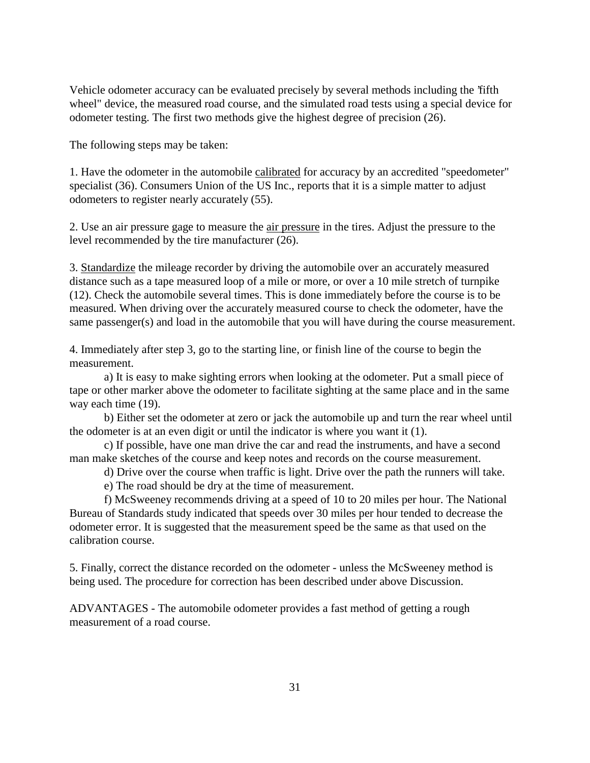Vehicle odometer accuracy can be evaluated precisely by several methods including the "fifth wheel" device, the measured road course, and the simulated road tests using a special device for odometer testing. The first two methods give the highest degree of precision (26).

The following steps may be taken:

1. Have the odometer in the automobile <u>calibrated</u> for accuracy by an accredited "speedometer" specialist (36). Consumers Union of the US Inc., reports that it is a simple matter to adjust odometers to register nearly accurately (55).

2. Use an air pressure gage to measure the <u>air pressure</u> in the tires. Adjust the pressure to the level recommended by the tire manufacturer (26).

3. <u>Standardize</u> the mileage recorder by driving the automobile over an accurately measured distance such as a tape measured loop of a mile or more, or over a 10 mile stretch of turnpike (12). Check the automobile several times. This is done immediately before the course is to be measured. When driving over the accurately measured course to check the odometer, have the same passenger(s) and load in the automobile that you will have during the course measurement.

4. Immediately after step 3, go to the starting line, or finish line of the course to begin the measurement.

a) It is easy to make sighting errors when looking at the odometer. Put a small piece of tape or other marker above the odometer to facilitate sighting at the same place and in the same way each time (19).

b) Either set the odometer at zero or jack the automobile up and turn the rear wheel until the odometer is at an even digit or until the indicator is where you want it (1).

c) If possible, have one man drive the car and read the instruments, and have a second man make sketches of the course and keep notes and records on the course measurement.

d) Drive over the course when traffic is light. Drive over the path the runners will take.

e) The road should be dry at the time of measurement.

f) McSweeney recommends driving at a speed of 10 to 20 miles per hour. The National Bureau of Standards study indicated that speeds over 30 miles per hour tended to decrease the odometer error. It is suggested that the measurement speed be the same as that used on the calibration course.

5. Finally, correct the distance recorded on the odometer - unless the McSweeney method is being used. The procedure for correction has been described under above Discussion.

ADVANTAGES - The automobile odometer provides a fast method of getting a rough measurement of a road course.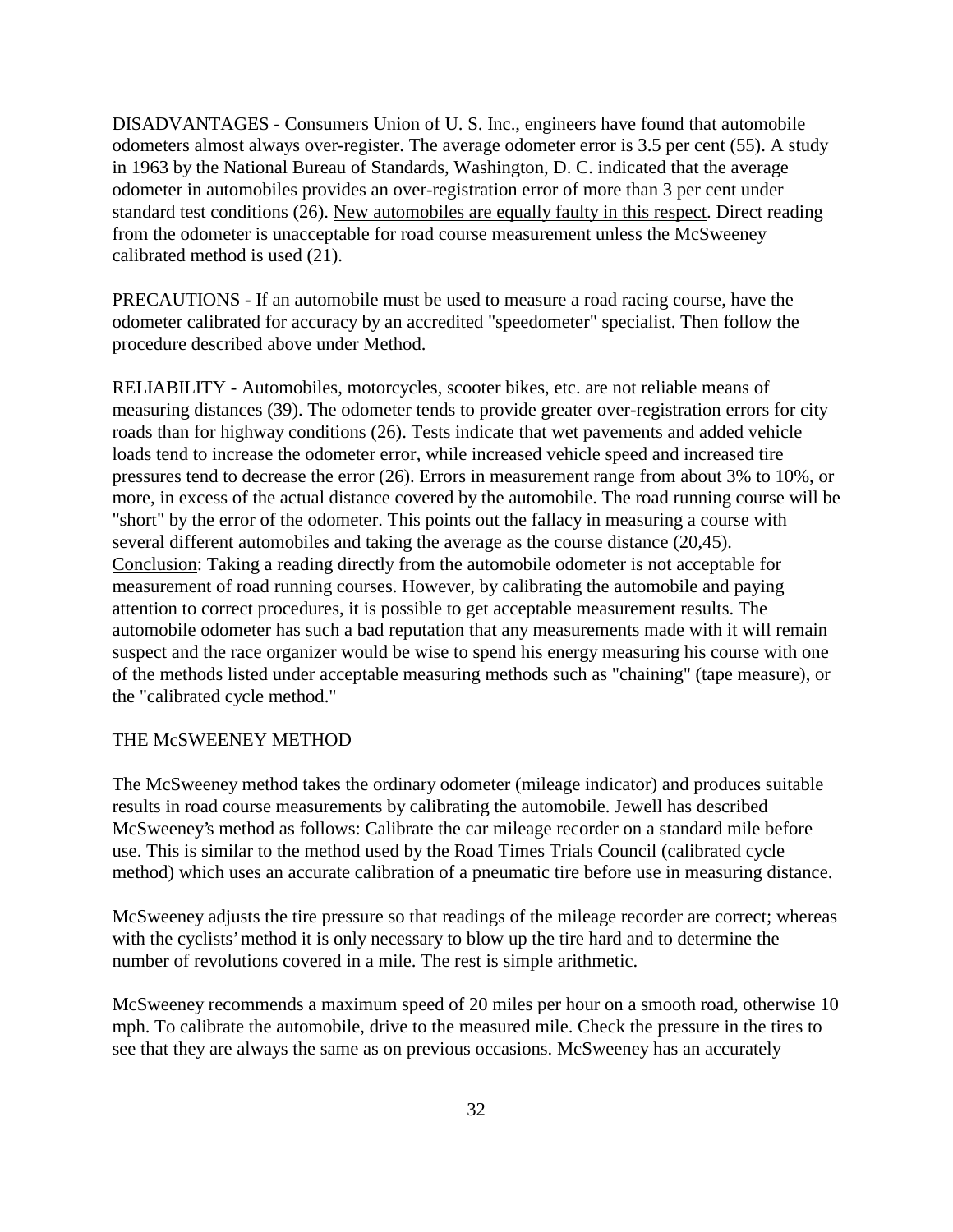DISADVANTAGES - Consumers Union of U. S. Inc., engineers have found that automobile odometers almost always over-register. The average odometer error is 3.5 per cent (55). A study in 1963 by the National Bureau of Standards, Washington, D. C. indicated that the average odometer in automobiles provides an over-registration error of more than 3 per cent under standard test conditions (26). New automobiles are equally faulty in this respect. Direct reading from the odometer is unacceptable for road course measurement unless the McSweeney calibrated method is used (21).

PRECAUTIONS - If an automobile must be used to measure a road racing course, have the odometer calibrated for accuracy by an accredited "speedometer" specialist. Then follow the procedure described above under Method.

RELIABILITY - Automobiles, motorcycles, scooter bikes, etc. are not reliable means of measuring distances (39). The odometer tends to provide greater over-registration errors for city roads than for highway conditions (26). Tests indicate that wet pavements and added vehicle loads tend to increase the odometer error, while increased vehicle speed and increased tire pressures tend to decrease the error (26). Errors in measurement range from about 3% to 10%, or more, in excess of the actual distance covered by the automobile. The road running course will be "short" by the error of the odometer. This points out the fallacy in measuring a course with several different automobiles and taking the average as the course distance (20,45).
Conclusion: Taking a reading directly from the automobile odometer is not acceptable for measurement of road running courses. However, by calibrating the automobile and paying attention to correct procedures, it is possible to get acceptable measurement results. The automobile odometer has such a bad reputation that any measurements made with it will remain suspect and the race organizer would be wise to spend his energy measuring his course with one of the methods listed under acceptable measuring methods such as "chaining" (tape measure), or the "calibrated cycle method."

## THE McSWEENEY METHOD

The McSweeney method takes the ordinary odometer (mileage indicator) and produces suitable results in road course measurements by calibrating the automobile. Jewell has described McSweeney's method as follows: Calibrate the car mileage recorder on a standard mile before use. This is similar to the method used by the Road Times Trials Council (calibrated cycle method) which uses an accurate calibration of a pneumatic tire before use in measuring distance.

McSweeney adjusts the tire pressure so that readings of the mileage recorder are correct; whereas with the cyclists' method it is only necessary to blow up the tire hard and to determine the number of revolutions covered in a mile. The rest is simple arithmetic.

McSweeney recommends a maximum speed of 20 miles per hour on a smooth road, otherwise 10 mph. To calibrate the automobile, drive to the measured mile. Check the pressure in the tires to see that they are always the same as on previous occasions. McSweeney has an accurately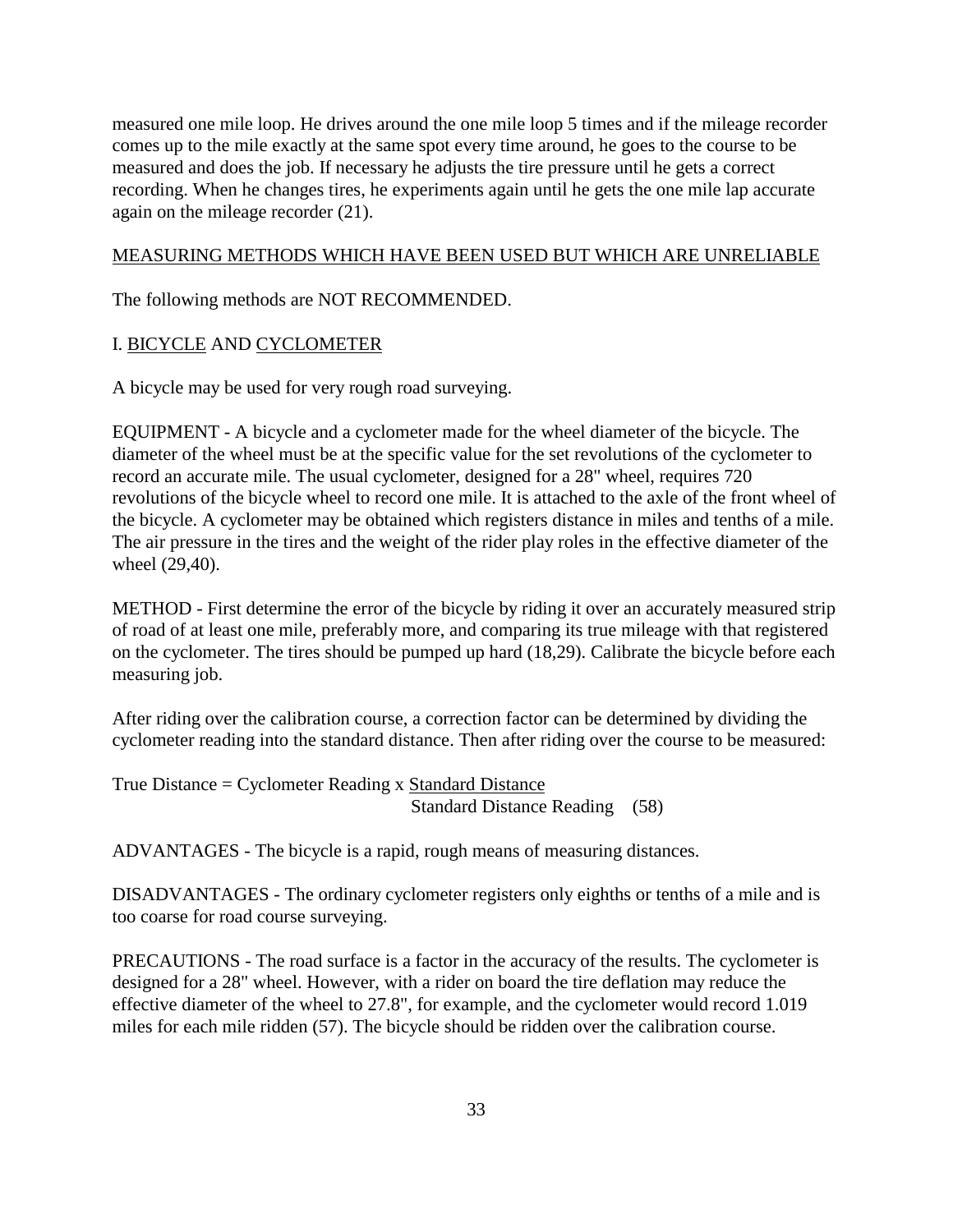measured one mile loop. He drives around the one mile loop 5 times and if the mileage recorder comes up to the mile exactly at the same spot every time around, he goes to the course to be measured and does the job. If necessary he adjusts the tire pressure until he gets a correct recording. When he changes tires, he experiments again until he gets the one mile lap accurate again on the mileage recorder (21).

## MEASURING METHODS WHICH HAVE BEEN USED BUT WHICH ARE UNRELIABLE

The following methods are NOT RECOMMENDED.

### I. BICYCLE AND CYCLOMETER

A bicycle may be used for very rough road surveying.

EQUIPMENT - A bicycle and a cyclometer made for the wheel diameter of the bicycle. The diameter of the wheel must be at the specific value for the set revolutions of the cyclometer to record an accurate mile. The usual cyclometer, designed for a 28" wheel, requires 720 revolutions of the bicycle wheel to record one mile. It is attached to the axle of the front wheel of the bicycle. A cyclometer may be obtained which registers distance in miles and tenths of a mile. The air pressure in the tires and the weight of the rider play roles in the effective diameter of the wheel (29,40).

METHOD - First determine the error of the bicycle by riding it over an accurately measured strip of road of at least one mile, preferably more, and comparing its true mileage with that registered on the cyclometer. The tires should be pumped up hard (18,29). Calibrate the bicycle before each measuring job.

After riding over the calibration course, a correction factor can be determined by dividing the cyclometer reading into the standard distance. Then after riding over the course to be measured:

$$\text{True Distance} = \text{Cyclometer Reading} \times \frac{\text{Standard Distance}}{\text{Standard Distance Reading}} \quad (58)$$

ADVANTAGES - The bicycle is a rapid, rough means of measuring distances.

DISADVANTAGES - The ordinary cyclometer registers only eighths or tenths of a mile and is too coarse for road course surveying.

PRECAUTIONS - The road surface is a factor in the accuracy of the results. The cyclometer is designed for a 28" wheel. However, with a rider on board the tire deflation may reduce the effective diameter of the wheel to 27.8", for example, and the cyclometer would record 1.019 miles for each mile ridden (57). The bicycle should be ridden over the calibration course.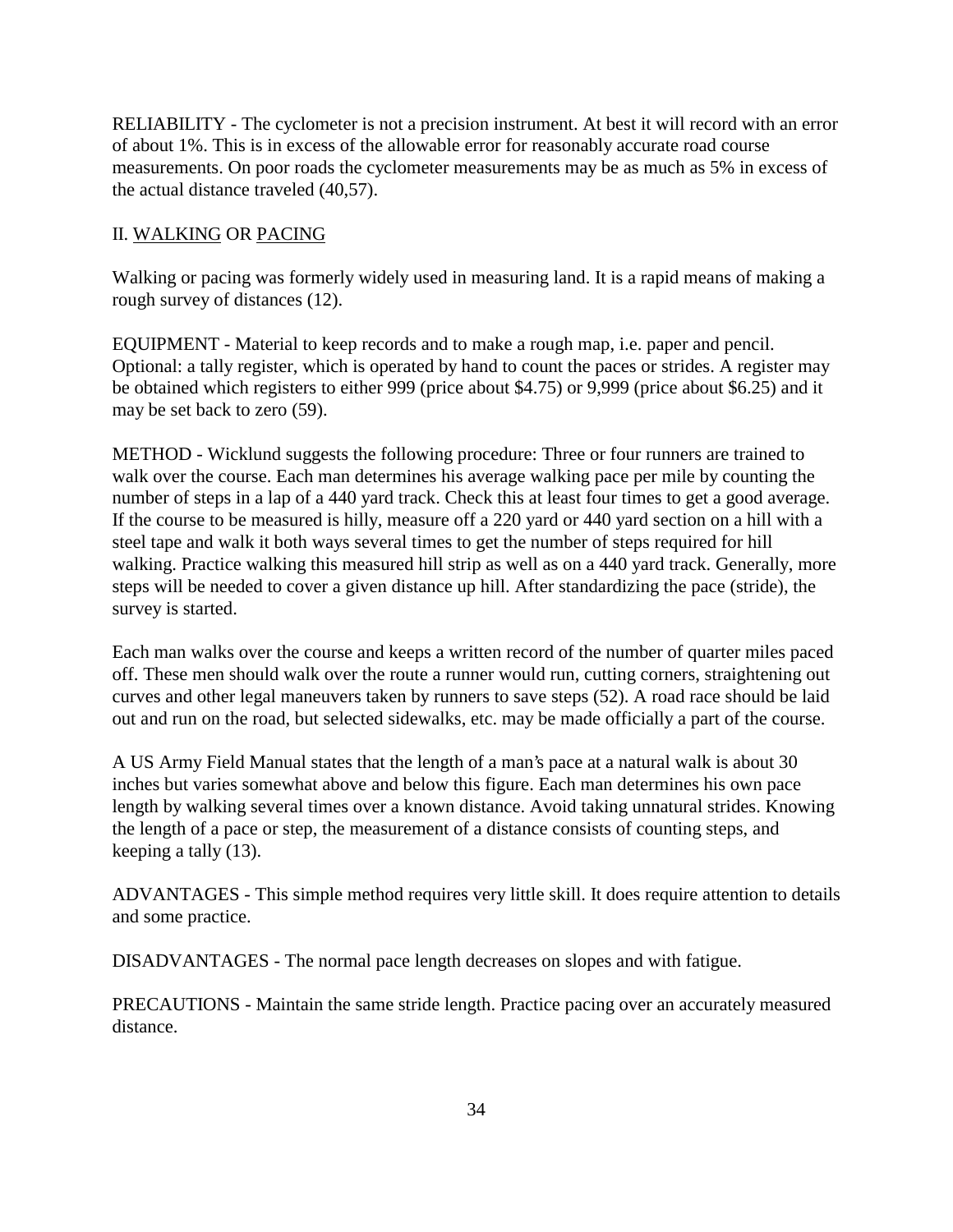RELIABILITY - The cyclometer is not a precision instrument. At best it will record with an error of about 1%. This is in excess of the allowable error for reasonably accurate road course measurements. On poor roads the cyclometer measurements may be as much as 5% in excess of the actual distance traveled (40,57).

## II. <u>WALKING</u> OR <u>PACING</u>

Walking or pacing was formerly widely used in measuring land. It is a rapid means of making a rough survey of distances (12).

EQUIPMENT - Material to keep records and to make a rough map, i.e. paper and pencil. Optional: a tally register, which is operated by hand to count the paces or strides. A register may be obtained which registers to either 999 (price about $4.75) or 9,999 (price about $6.25) and it may be set back to zero (59).

METHOD - Wicklund suggests the following procedure: Three or four runners are trained to walk over the course. Each man determines his average walking pace per mile by counting the number of steps in a lap of a 440 yard track. Check this at least four times to get a good average. If the course to be measured is hilly, measure off a 220 yard or 440 yard section on a hill with a steel tape and walk it both ways several times to get the number of steps required for hill walking. Practice walking this measured hill strip as well as on a 440 yard track. Generally, more steps will be needed to cover a given distance up hill. After standardizing the pace (stride), the survey is started.

Each man walks over the course and keeps a written record of the number of quarter miles paced off. These men should walk over the route a runner would run, cutting corners, straightening out curves and other legal maneuvers taken by runners to save steps (52). A road race should be laid out and run on the road, but selected sidewalks, etc. may be made officially a part of the course.

A US Army Field Manual states that the length of a man's pace at a natural walk is about 30 inches but varies somewhat above and below this figure. Each man determines his own pace length by walking several times over a known distance. Avoid taking unnatural strides. Knowing the length of a pace or step, the measurement of a distance consists of counting steps, and keeping a tally (13).

ADVANTAGES - This simple method requires very little skill. It does require attention to details and some practice.

DISADVANTAGES - The normal pace length decreases on slopes and with fatigue.

PRECAUTIONS - Maintain the same stride length. Practice pacing over an accurately measured distance.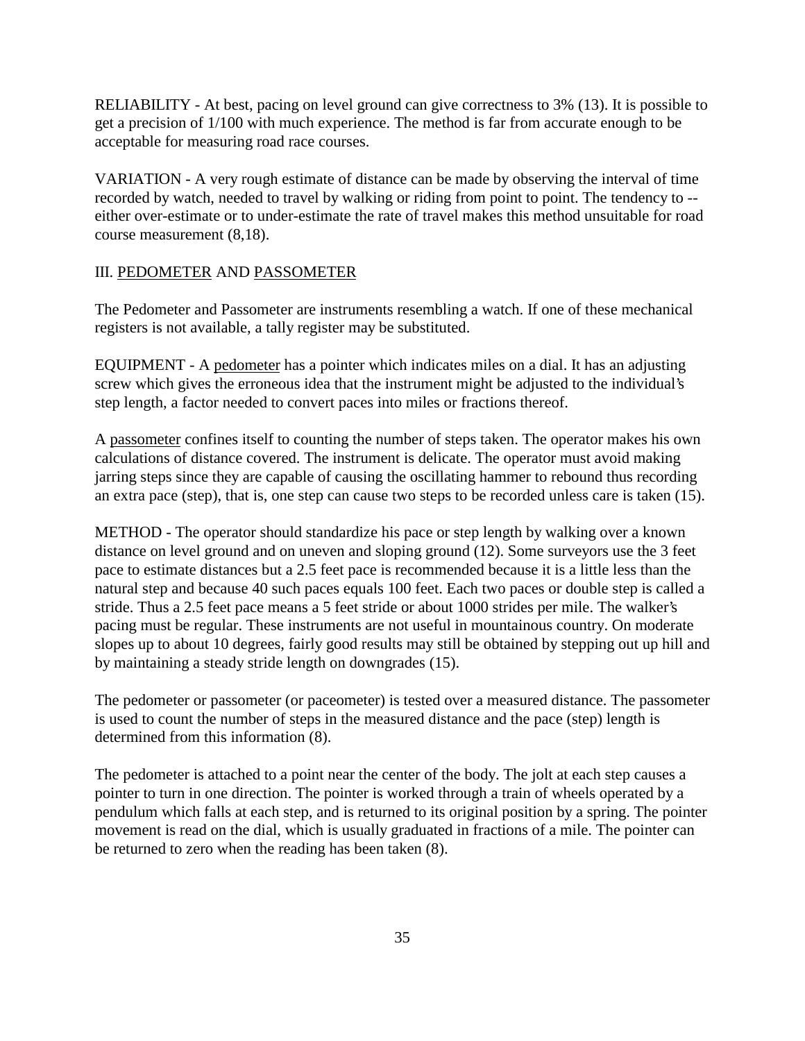RELIABILITY - At best, pacing on level ground can give correctness to 3% (13). It is possible to get a precision of 1/100 with much experience. The method is far from accurate enough to be acceptable for measuring road race courses.

VARIATION - A very rough estimate of distance can be made by observing the interval of time recorded by watch, needed to travel by walking or riding from point to point. The tendency to -- either over-estimate or to under-estimate the rate of travel makes this method unsuitable for road course measurement (8,18).

## III. PEDOMETER AND PASSOMETER

The Pedometer and Passometer are instruments resembling a watch. If one of these mechanical registers is not available, a tally register may be substituted.

EQUIPMENT - A pedometer has a pointer which indicates miles on a dial. It has an adjusting screw which gives the erroneous idea that the instrument might be adjusted to the individual's step length, a factor needed to convert paces into miles or fractions thereof.

A passometer confines itself to counting the number of steps taken. The operator makes his own calculations of distance covered. The instrument is delicate. The operator must avoid making jarring steps since they are capable of causing the oscillating hammer to rebound thus recording an extra pace (step), that is, one step can cause two steps to be recorded unless care is taken (15).

METHOD - The operator should standardize his pace or step length by walking over a known distance on level ground and on uneven and sloping ground (12). Some surveyors use the 3 feet pace to estimate distances but a 2.5 feet pace is recommended because it is a little less than the natural step and because 40 such paces equals 100 feet. Each two paces or double step is called a stride. Thus a 2.5 feet pace means a 5 feet stride or about 1000 strides per mile. The walker's pacing must be regular. These instruments are not useful in mountainous country. On moderate slopes up to about 10 degrees, fairly good results may still be obtained by stepping out up hill and by maintaining a steady stride length on downgrades (15).

The pedometer or passometer (or paceometer) is tested over a measured distance. The passometer is used to count the number of steps in the measured distance and the pace (step) length is determined from this information (8).

The pedometer is attached to a point near the center of the body. The jolt at each step causes a pointer to turn in one direction. The pointer is worked through a train of wheels operated by a pendulum which falls at each step, and is returned to its original position by a spring. The pointer movement is read on the dial, which is usually graduated in fractions of a mile. The pointer can be returned to zero when the reading has been taken (8).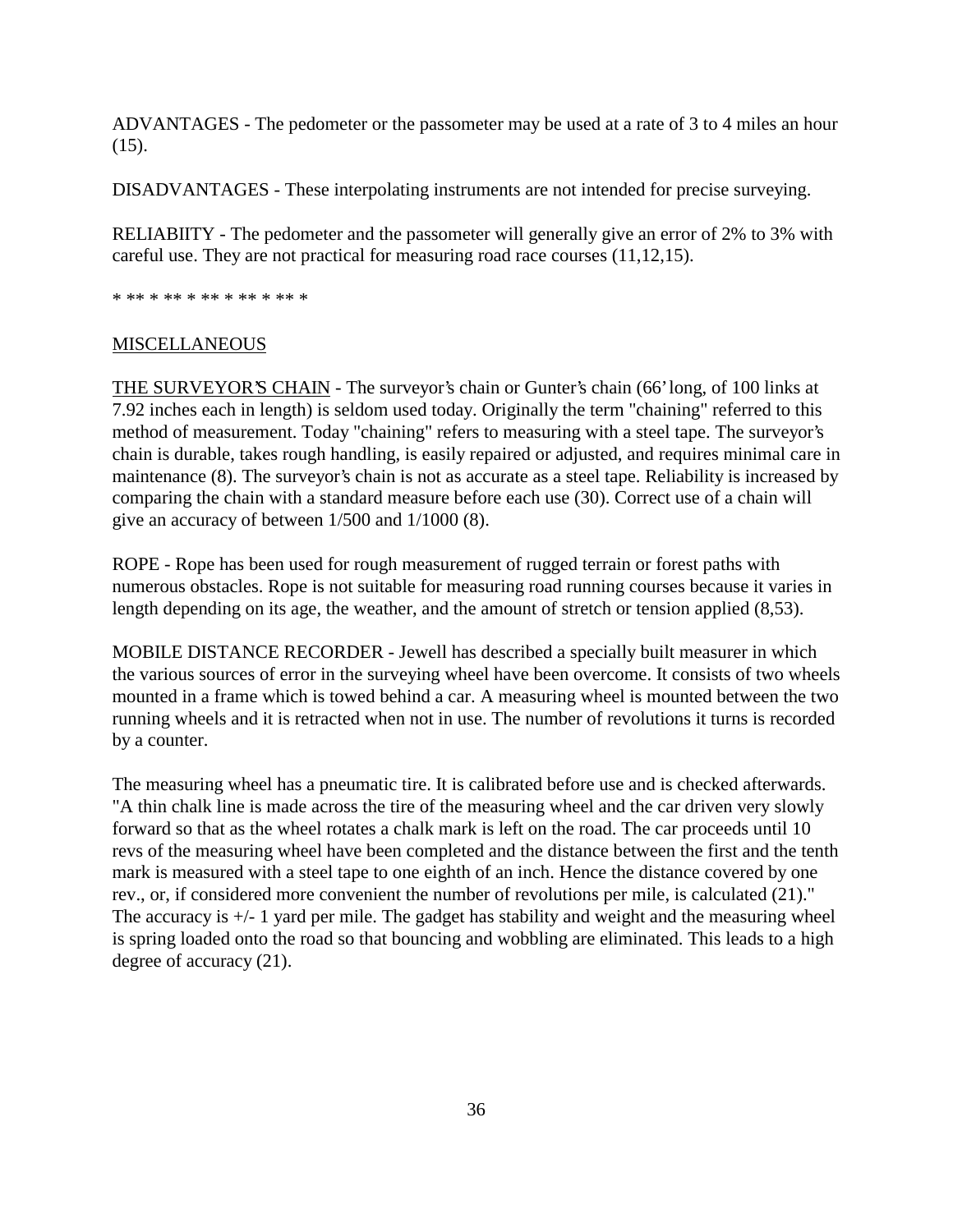ADVANTAGES - The pedometer or the passometer may be used at a rate of 3 to 4 miles an hour (15).

DISADVANTAGES - These interpolating instruments are not intended for precise surveying.

RELIABIITY - The pedometer and the passometer will generally give an error of 2% to 3% with careful use. They are not practical for measuring road race courses (11,12,15).

* ** * ** * ** * ** * ** *

## MISCELLANEOUS

THE SURVEYOR'S CHAIN - The surveyor's chain or Gunter's chain (66' long, of 100 links at 7.92 inches each in length) is seldom used today. Originally the term "chaining" referred to this method of measurement. Today "chaining" refers to measuring with a steel tape. The surveyor's chain is durable, takes rough handling, is easily repaired or adjusted, and requires minimal care in maintenance (8). The surveyor's chain is not as accurate as a steel tape. Reliability is increased by comparing the chain with a standard measure before each use (30). Correct use of a chain will give an accuracy of between 1/500 and 1/1000 (8).

ROPE - Rope has been used for rough measurement of rugged terrain or forest paths with numerous obstacles. Rope is not suitable for measuring road running courses because it varies in length depending on its age, the weather, and the amount of stretch or tension applied (8,53).

MOBILE DISTANCE RECORDER - Jewell has described a specially built measurer in which the various sources of error in the surveying wheel have been overcome. It consists of two wheels mounted in a frame which is towed behind a car. A measuring wheel is mounted between the two running wheels and it is retracted when not in use. The number of revolutions it turns is recorded by a counter.

The measuring wheel has a pneumatic tire. It is calibrated before use and is checked afterwards. "A thin chalk line is made across the tire of the measuring wheel and the car driven very slowly forward so that as the wheel rotates a chalk mark is left on the road. The car proceeds until 10 revs of the measuring wheel have been completed and the distance between the first and the tenth mark is measured with a steel tape to one eighth of an inch. Hence the distance covered by one rev., or, if considered more convenient the number of revolutions per mile, is calculated (21)." The accuracy is +/- 1 yard per mile. The gadget has stability and weight and the measuring wheel is spring loaded onto the road so that bouncing and wobbling are eliminated. This leads to a high degree of accuracy (21).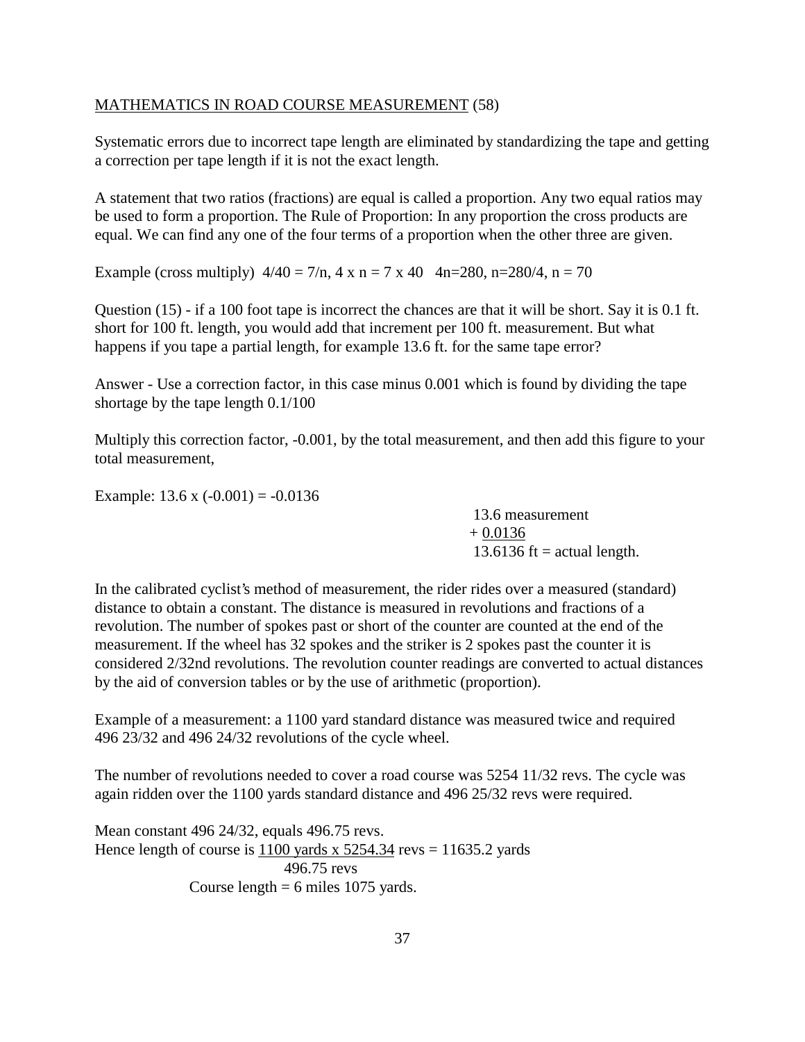MATHEMATICS IN ROAD COURSE MEASUREMENT (58)

Systematic errors due to incorrect tape length are eliminated by standardizing the tape and getting a correction per tape length if it is not the exact length.

A statement that two ratios (fractions) are equal is called a proportion. Any two equal ratios may be used to form a proportion. The Rule of Proportion: In any proportion the cross products are equal. We can find any one of the four terms of a proportion when the other three are given.

Example (cross multiply) $4/40 = 7/n$, $4 \times n = 7 \times 40$ $4n=280$, $n=280/4$, $n = 70$

Question (15) - if a 100 foot tape is incorrect the chances are that it will be short. Say it is 0.1 ft. short for 100 ft. length, you would add that increment per 100 ft. measurement. But what happens if you tape a partial length, for example 13.6 ft. for the same tape error?

Answer - Use a correction factor, in this case minus 0.001 which is found by dividing the tape shortage by the tape length 0.1/100

Multiply this correction factor, -0.001, by the total measurement, and then add this figure to your total measurement,

Example: $13.6 \times (-0.001) = -0.0136$

$$\begin{array}{rl} & 13.6 \text{ measurement} \\ + & \underline{0.0136} \\ & 13.6136 \text{ ft} = \text{actual length.} \end{array}$$

In the calibrated cyclist's method of measurement, the rider rides over a measured (standard) distance to obtain a constant. The distance is measured in revolutions and fractions of a revolution. The number of spokes past or short of the counter are counted at the end of the measurement. If the wheel has 32 spokes and the striker is 2 spokes past the counter it is considered 2/32nd revolutions. The revolution counter readings are converted to actual distances by the aid of conversion tables or by the use of arithmetic (proportion).

Example of a measurement: a 1100 yard standard distance was measured twice and required 496 23/32 and 496 24/32 revolutions of the cycle wheel.

The number of revolutions needed to cover a road course was 5254 11/32 revs. The cycle was again ridden over the 1100 yards standard distance and 496 25/32 revs were required.

Mean constant 496 24/32, equals 496.75 revs.

Hence length of course is $\frac{1100 \text{ yards} \times 5254.34 \text{ revs}}{496.75 \text{ revs}} = 11635.2$ yards

Course length = 6 miles 1075 yards.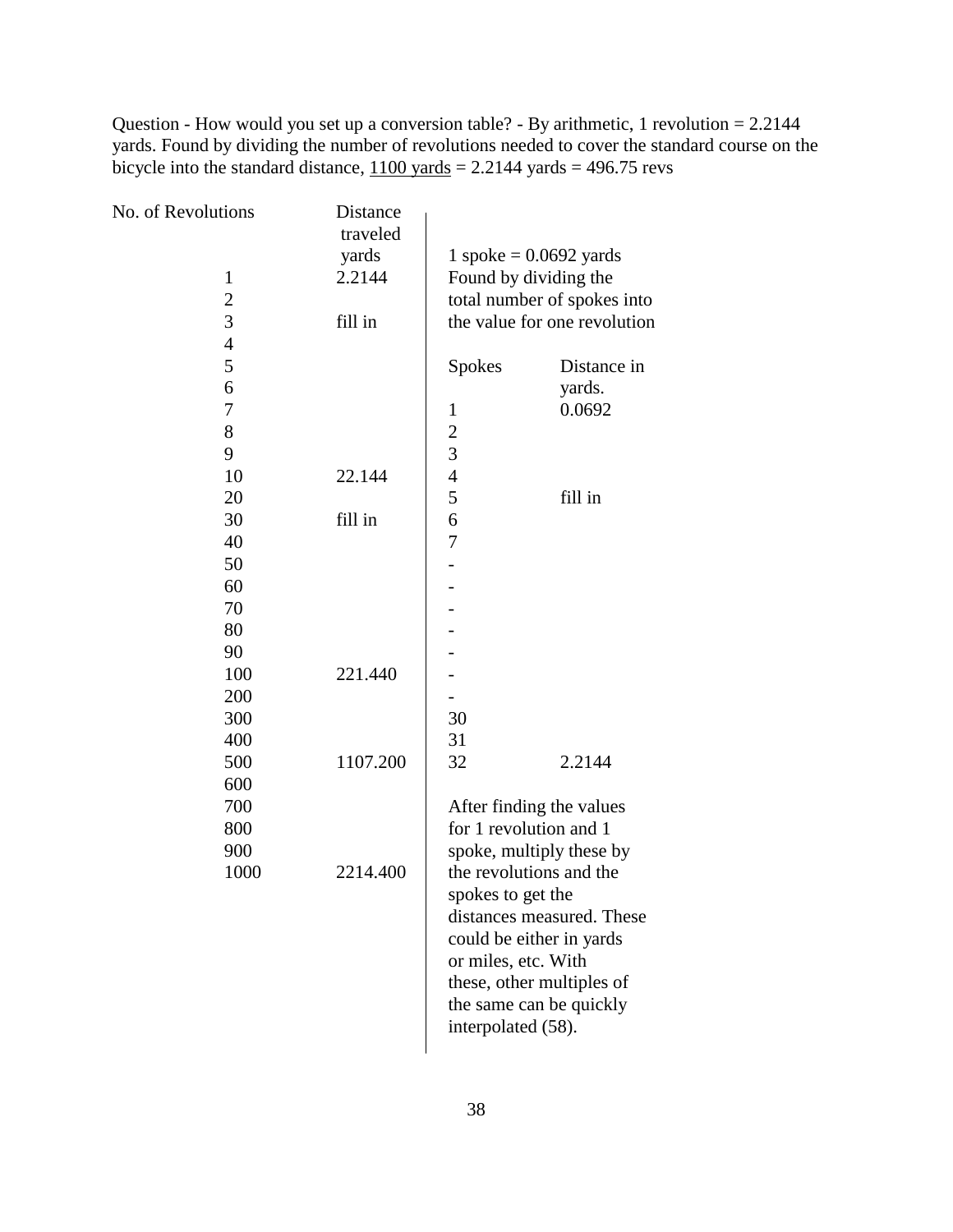Question - How would you set up a conversion table? - By arithmetic, 1 revolution = 2.2144 yards. Found by dividing the number of revolutions needed to cover the standard course on the bicycle into the standard distance, <u>1100 yards</u> = 2.2144 yards = 496.75 revs

| No. of Revolutions | Distance traveled yards |
|---|---|
| 1 | 2.2144 |
| 2 | |
| 3 | fill in |
| 4 | |
| 5 | |
| 6 | |
| 7 | |
| 8 | |
| 9 | |
| 10 | 22.144 |
| 20 | |
| 30 | fill in |
| 40 | |
| 50 | |
| 60 | |
| 70 | |
| 80 | |
| 90 | |
| 100 | 221.440 |
| 200 | |
| 300 | |
| 400 | |
| 500 | 1107.200 |
| 600 | |
| 700 | |
| 800 | |
| 900 | |
| 1000 | 2214.400 |

1 spoke = 0.0692 yards
Found by dividing the total number of spokes into the value for one revolution

| Spokes | Distance in yards. |
|---|---|
| 1 | 0.0692 |
| 2 | |
| 3 | |
| 4 | |
| 5 | fill in |
| 6 | |
| 7 | |
| - | |
| - | |
| - | |
| - | |
| - | |
| - | |
| - | |
| 30 | |
| 31 | |
| 32 | 2.2144 |

After finding the values for 1 revolution and 1 spoke, multiply these by the revolutions and the spokes to get the distances measured. These could be either in yards or miles, etc. With these, other multiples of the same can be quickly interpolated (58).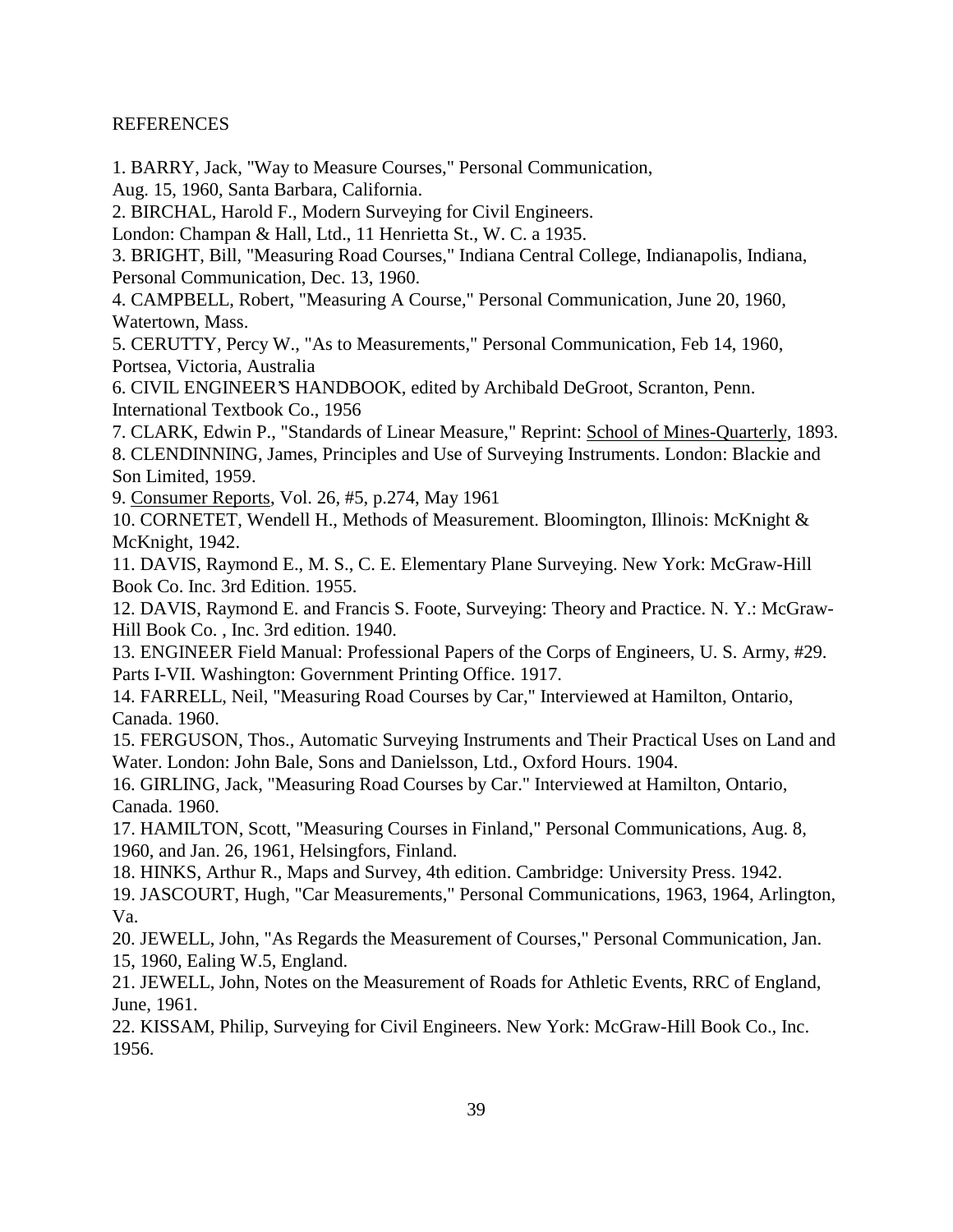REFERENCES

1. BARRY, Jack, "Way to Measure Courses," Personal Communication, Aug. 15, 1960, Santa Barbara, California.
2. BIRCHAL, Harold F., Modern Surveying for Civil Engineers. London: Champan & Hall, Ltd., 11 Henrietta St., W. C. a 1935.
3. BRIGHT, Bill, "Measuring Road Courses," Indiana Central College, Indianapolis, Indiana, Personal Communication, Dec. 13, 1960.
4. CAMPBELL, Robert, "Measuring A Course," Personal Communication, June 20, 1960, Watertown, Mass.
5. CERUTTY, Percy W., "As to Measurements," Personal Communication, Feb 14, 1960, Portsea, Victoria, Australia
6. CIVIL ENGINEER'S HANDBOOK, edited by Archibald DeGroot, Scranton, Penn. International Textbook Co., 1956
7. CLARK, Edwin P., "Standards of Linear Measure," Reprint: School of Mines-Quarterly, 1893.
8. CLENDINNING, James, Principles and Use of Surveying Instruments. London: Blackie and Son Limited, 1959.
9. Consumer Reports, Vol. 26, #5, p.274, May 1961
10. CORNETET, Wendell H., Methods of Measurement. Bloomington, Illinois: McKnight & McKnight, 1942.
11. DAVIS, Raymond E., M. S., C. E. Elementary Plane Surveying. New York: McGraw-Hill Book Co. Inc. 3rd Edition. 1955.
12. DAVIS, Raymond E. and Francis S. Foote, Surveying: Theory and Practice. N. Y.: McGraw-Hill Book Co. , Inc. 3rd edition. 1940.
13. ENGINEER Field Manual: Professional Papers of the Corps of Engineers, U. S. Army, #29. Parts I-VII. Washington: Government Printing Office. 1917.
14. FARRELL, Neil, "Measuring Road Courses by Car," Interviewed at Hamilton, Ontario, Canada. 1960.
15. FERGUSON, Thos., Automatic Surveying Instruments and Their Practical Uses on Land and Water. London: John Bale, Sons and Danielsson, Ltd., Oxford Hours. 1904.
16. GIRLING, Jack, "Measuring Road Courses by Car." Interviewed at Hamilton, Ontario, Canada. 1960.
17. HAMILTON, Scott, "Measuring Courses in Finland," Personal Communications, Aug. 8, 1960, and Jan. 26, 1961, Helsingfors, Finland.
18. HINKS, Arthur R., Maps and Survey, 4th edition. Cambridge: University Press. 1942.
19. JASCOURT, Hugh, "Car Measurements," Personal Communications, 1963, 1964, Arlington, Va.
20. JEWELL, John, "As Regards the Measurement of Courses," Personal Communication, Jan. 15, 1960, Ealing W.5, England.
21. JEWELL, John, Notes on the Measurement of Roads for Athletic Events, RRC of England, June, 1961.
22. KISSAM, Philip, Surveying for Civil Engineers. New York: McGraw-Hill Book Co., Inc. 1956.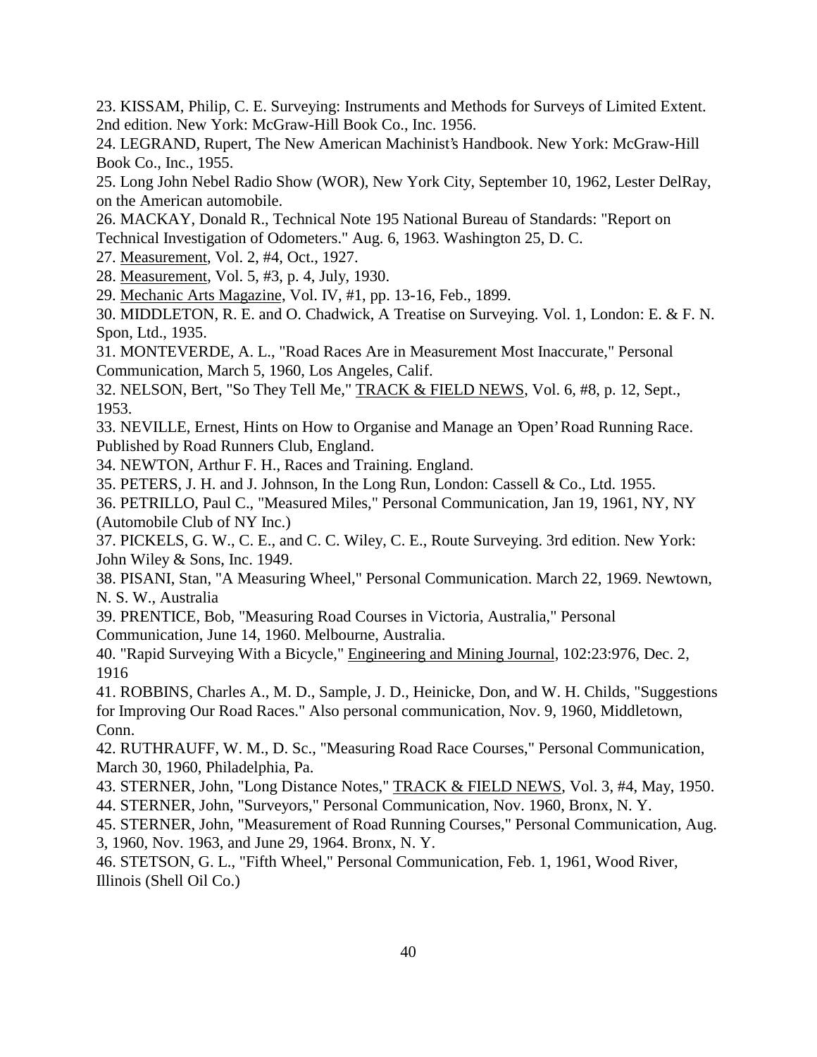23. KISSAM, Philip, C. E. Surveying: Instruments and Methods for Surveys of Limited Extent. 2nd edition. New York: McGraw-Hill Book Co., Inc. 1956.

24. LEGRAND, Rupert, The New American Machinist's Handbook. New York: McGraw-Hill Book Co., Inc., 1955.

25. Long John Nebel Radio Show (WOR), New York City, September 10, 1962, Lester DelRay, on the American automobile.

26. MACKAY, Donald R., Technical Note 195 National Bureau of Standards: "Report on Technical Investigation of Odometers." Aug. 6, 1963. Washington 25, D. C.

27. Measurement, Vol. 2, #4, Oct., 1927.

28. Measurement, Vol. 5, #3, p. 4, July, 1930.

29. Mechanic Arts Magazine, Vol. IV, #1, pp. 13-16, Feb., 1899.

30. MIDDLETON, R. E. and O. Chadwick, A Treatise on Surveying. Vol. 1, London: E. & F. N. Spon, Ltd., 1935.

31. MONTEVERDE, A. L., "Road Races Are in Measurement Most Inaccurate," Personal Communication, March 5, 1960, Los Angeles, Calif.

32. NELSON, Bert, "So They Tell Me," TRACK & FIELD NEWS, Vol. 6, #8, p. 12, Sept., 1953.

33. NEVILLE, Ernest, Hints on How to Organise and Manage an 'Open' Road Running Race. Published by Road Runners Club, England.

34. NEWTON, Arthur F. H., Races and Training. England.

35. PETERS, J. H. and J. Johnson, In the Long Run, London: Cassell & Co., Ltd. 1955.

36. PETRILLO, Paul C., "Measured Miles," Personal Communication, Jan 19, 1961, NY, NY (Automobile Club of NY Inc.)

37. PICKELS, G. W., C. E., and C. C. Wiley, C. E., Route Surveying. 3rd edition. New York: John Wiley & Sons, Inc. 1949.

38. PISANI, Stan, "A Measuring Wheel," Personal Communication. March 22, 1969. Newtown, N. S. W., Australia

39. PRENTICE, Bob, "Measuring Road Courses in Victoria, Australia," Personal Communication, June 14, 1960. Melbourne, Australia.

40. "Rapid Surveying With a Bicycle," Engineering and Mining Journal, 102:23:976, Dec. 2, 1916

41. ROBBINS, Charles A., M. D., Sample, J. D., Heinicke, Don, and W. H. Childs, "Suggestions for Improving Our Road Races." Also personal communication, Nov. 9, 1960, Middletown, Conn.

42. RUTHRAUFF, W. M., D. Sc., "Measuring Road Race Courses," Personal Communication, March 30, 1960, Philadelphia, Pa.

43. STERNER, John, "Long Distance Notes," TRACK & FIELD NEWS, Vol. 3, #4, May, 1950.

44. STERNER, John, "Surveyors," Personal Communication, Nov. 1960, Bronx, N. Y.

45. STERNER, John, "Measurement of Road Running Courses," Personal Communication, Aug. 3, 1960, Nov. 1963, and June 29, 1964. Bronx, N. Y.

46. STETSON, G. L., "Fifth Wheel," Personal Communication, Feb. 1, 1961, Wood River, Illinois (Shell Oil Co.)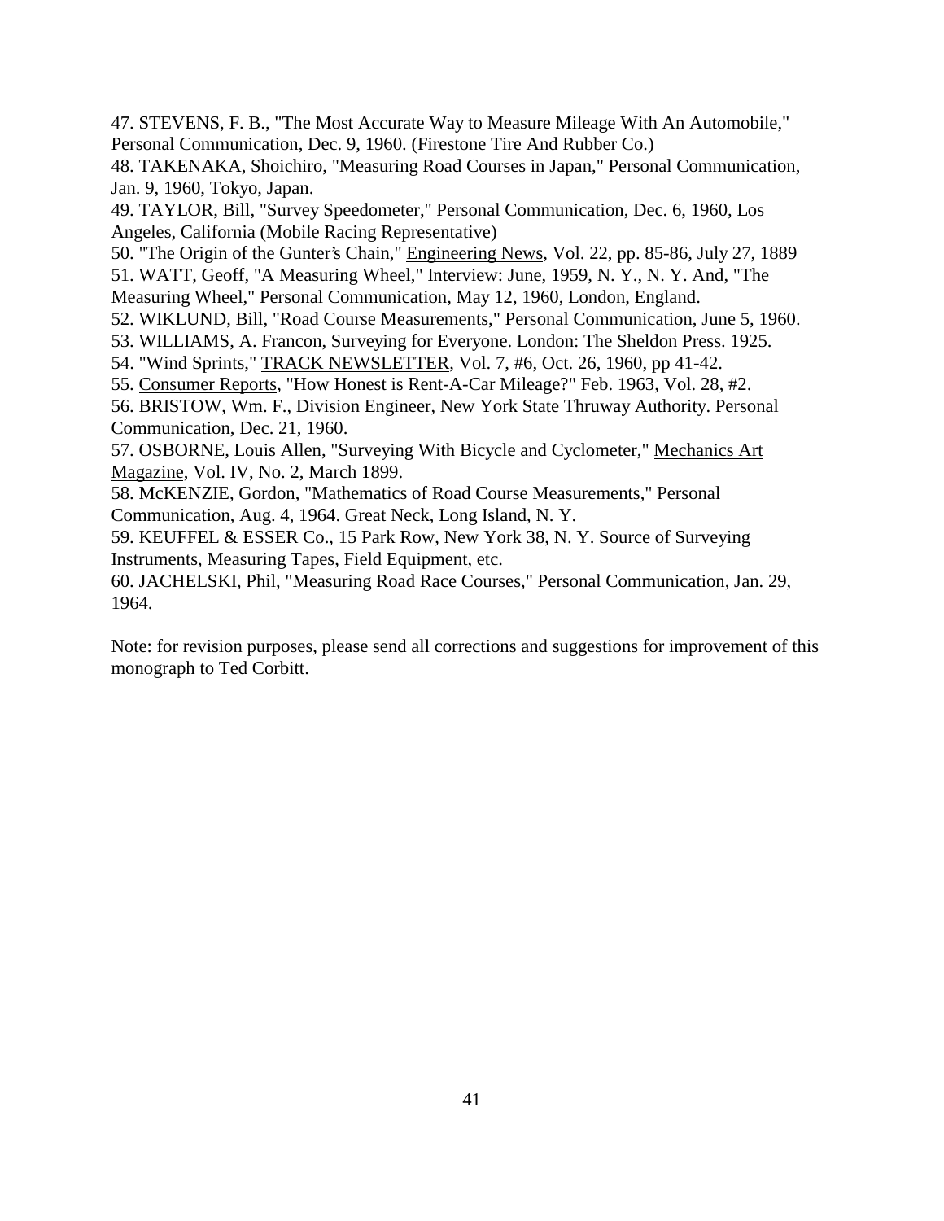47. STEVENS, F. B., "The Most Accurate Way to Measure Mileage With An Automobile," Personal Communication, Dec. 9, 1960. (Firestone Tire And Rubber Co.)

48. TAKENAKA, Shoichiro, "Measuring Road Courses in Japan," Personal Communication, Jan. 9, 1960, Tokyo, Japan.

49. TAYLOR, Bill, "Survey Speedometer," Personal Communication, Dec. 6, 1960, Los Angeles, California (Mobile Racing Representative)

50. "The Origin of the Gunter's Chain," Engineering News, Vol. 22, pp. 85-86, July 27, 1889

51. WATT, Geoff, "A Measuring Wheel," Interview: June, 1959, N. Y., N. Y. And, "The Measuring Wheel," Personal Communication, May 12, 1960, London, England.

52. WIKLUND, Bill, "Road Course Measurements," Personal Communication, June 5, 1960.

53. WILLIAMS, A. Francon, Surveying for Everyone. London: The Sheldon Press. 1925.

54. "Wind Sprints," TRACK NEWSLETTER, Vol. 7, #6, Oct. 26, 1960, pp 41-42.

55. Consumer Reports, "How Honest is Rent-A-Car Mileage?" Feb. 1963, Vol. 28, #2.

56. BRISTOW, Wm. F., Division Engineer, New York State Thruway Authority. Personal Communication, Dec. 21, 1960.

57. OSBORNE, Louis Allen, "Surveying With Bicycle and Cyclometer," Mechanics Art Magazine, Vol. IV, No. 2, March 1899.

58. McKENZIE, Gordon, "Mathematics of Road Course Measurements," Personal Communication, Aug. 4, 1964. Great Neck, Long Island, N. Y.

59. KEUFFEL & ESSER Co., 15 Park Row, New York 38, N. Y. Source of Surveying Instruments, Measuring Tapes, Field Equipment, etc.

60. JACHELSKI, Phil, "Measuring Road Race Courses," Personal Communication, Jan. 29, 1964.

Note: for revision purposes, please send all corrections and suggestions for improvement of this monograph to Ted Corbitt.